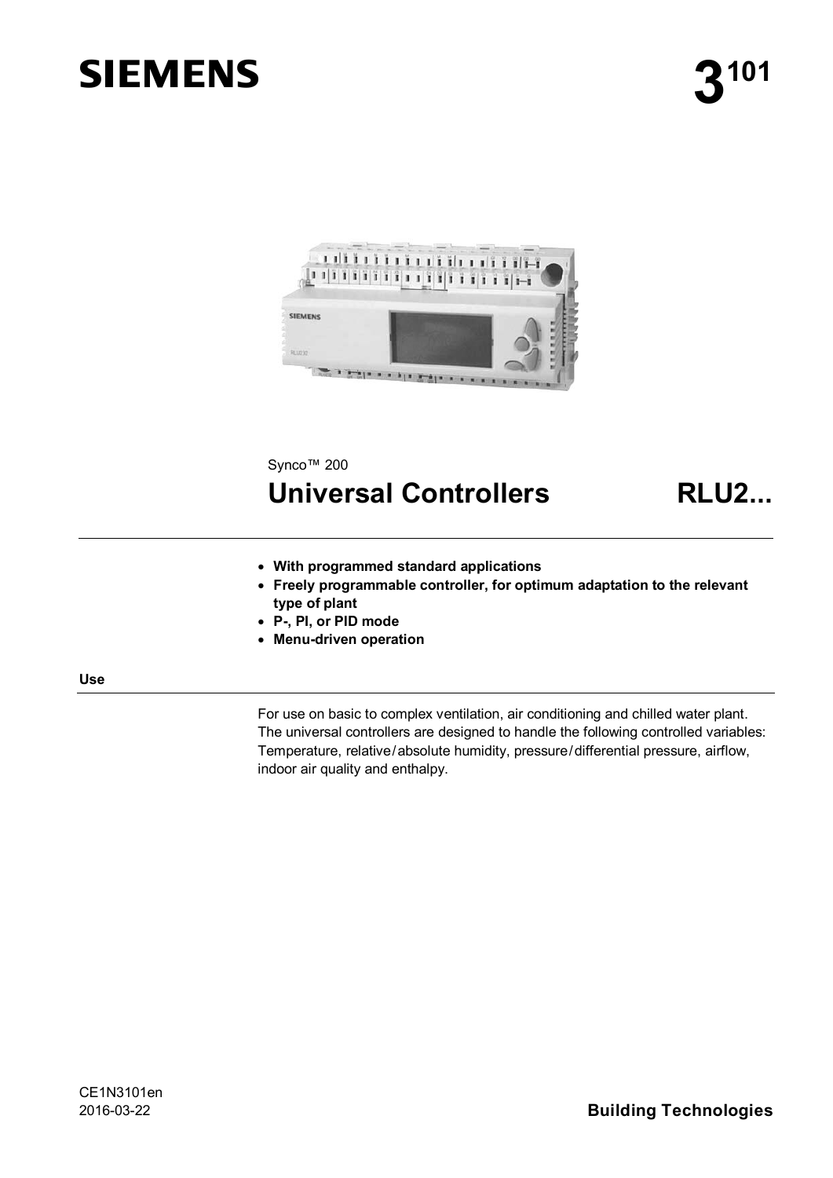**SIEMENS** 

**3101**

Synco™ 200

# Universal Controllers RLU2...

- **With programmed standard applications**
- **Freely programmable controller, for optimum adaptation to the relevant type of plant**
- **P-, PI, or PID mode**
- **Menu-driven operation**

## Use

For use on basic to complex ventilation, air conditioning and chilled water plant. The universal controllers are designed to handle the following controlled variables: Temperature, relative/absolute humidity, pressure/differential pressure, airflow, indoor air quality and enthalpy.

CE1N3101en
2016-03-22

**Building Technologies**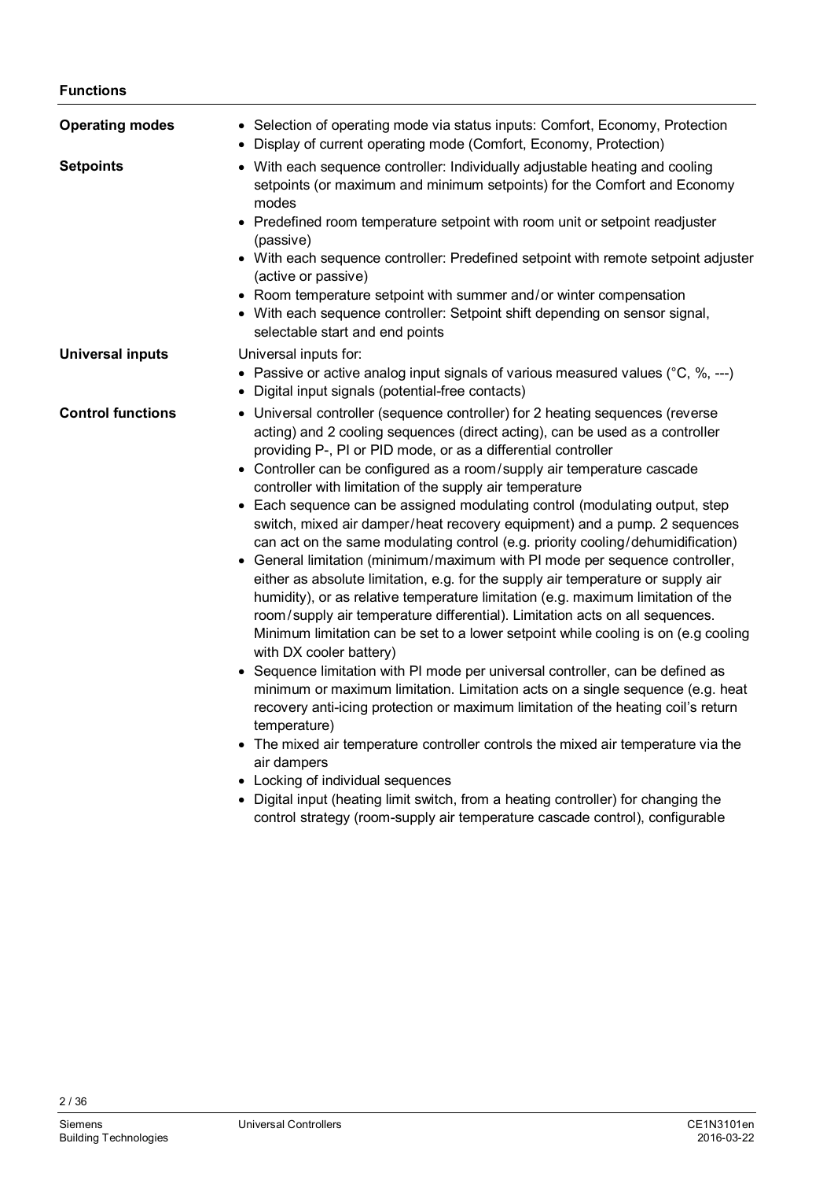## Functions

**Operating modes**

- Selection of operating mode via status inputs: Comfort, Economy, Protection
- Display of current operating mode (Comfort, Economy, Protection)

**Setpoints**

- With each sequence controller: Individually adjustable heating and cooling setpoints (or maximum and minimum setpoints) for the Comfort and Economy modes
- Predefined room temperature setpoint with room unit or setpoint readjuster (passive)
- With each sequence controller: Predefined setpoint with remote setpoint adjuster (active or passive)
- Room temperature setpoint with summer and/or winter compensation
- With each sequence controller: Setpoint shift depending on sensor signal, selectable start and end points

**Universal inputs**

Universal inputs for:

- Passive or active analog input signals of various measured values (°C, %, ---)
- Digital input signals (potential-free contacts)

**Control functions**

- Universal controller (sequence controller) for 2 heating sequences (reverse acting) and 2 cooling sequences (direct acting), can be used as a controller providing P-, PI or PID mode, or as a differential controller
- Controller can be configured as a room/supply air temperature cascade controller with limitation of the supply air temperature
- Each sequence can be assigned modulating control (modulating output, step switch, mixed air damper/heat recovery equipment) and a pump. 2 sequences can act on the same modulating control (e.g. priority cooling/dehumidification)
- General limitation (minimum/maximum with PI mode per sequence controller, either as absolute limitation, e.g. for the supply air temperature or supply air humidity), or as relative temperature limitation (e.g. maximum limitation of the room/supply air temperature differential). Limitation acts on all sequences. Minimum limitation can be set to a lower setpoint while cooling is on (e.g cooling with DX cooler battery)
- Sequence limitation with PI mode per universal controller, can be defined as minimum or maximum limitation. Limitation acts on a single sequence (e.g. heat recovery anti-icing protection or maximum limitation of the heating coil's return temperature)
- The mixed air temperature controller controls the mixed air temperature via the air dampers
- Locking of individual sequences
- Digital input (heating limit switch, from a heating controller) for changing the control strategy (room-supply air temperature cascade control), configurable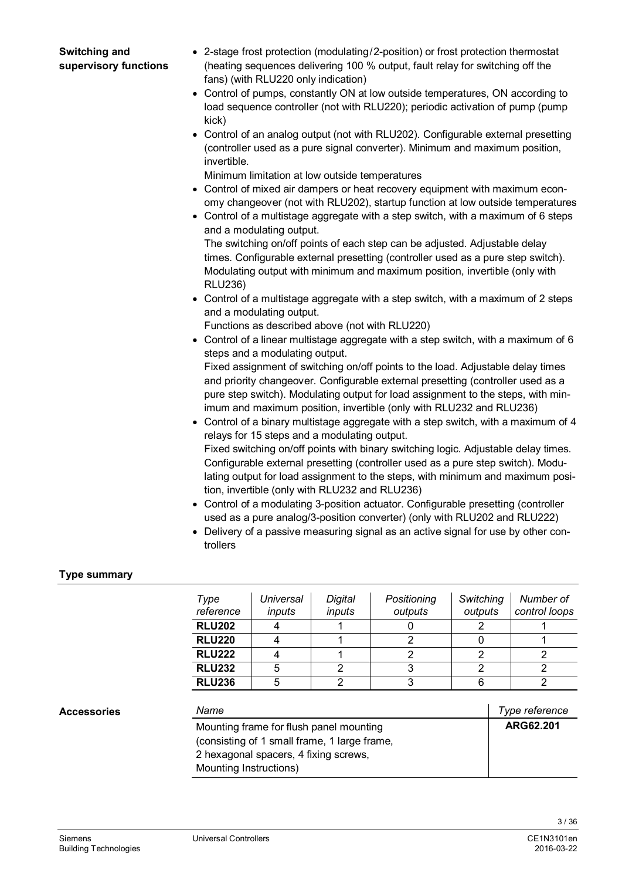**Switching and supervisory functions**

- 2-stage frost protection (modulating/2-position) or frost protection thermostat (heating sequences delivering 100 % output, fault relay for switching off the fans) (with RLU220 only indication)
- Control of pumps, constantly ON at low outside temperatures, ON according to load sequence controller (not with RLU220); periodic activation of pump (pump kick)
- Control of an analog output (not with RLU202). Configurable external presetting (controller used as a pure signal converter). Minimum and maximum position, invertible.
  Minimum limitation at low outside temperatures
- Control of mixed air dampers or heat recovery equipment with maximum economy changeover (not with RLU202), startup function at low outside temperatures
- Control of a multistage aggregate with a step switch, with a maximum of 6 steps and a modulating output.
  The switching on/off points of each step can be adjusted. Adjustable delay times. Configurable external presetting (controller used as a pure step switch). Modulating output with minimum and maximum position, invertible (only with RLU236)
- Control of a multistage aggregate with a step switch, with a maximum of 2 steps and a modulating output.
  Functions as described above (not with RLU220)
- Control of a linear multistage aggregate with a step switch, with a maximum of 6 steps and a modulating output.
  Fixed assignment of switching on/off points to the load. Adjustable delay times and priority changeover. Configurable external presetting (controller used as a pure step switch). Modulating output for load assignment to the steps, with minimum and maximum position, invertible (only with RLU232 and RLU236)
- Control of a binary multistage aggregate with a step switch, with a maximum of 4 relays for 15 steps and a modulating output.
  Fixed switching on/off points with binary switching logic. Adjustable delay times. Configurable external presetting (controller used as a pure step switch). Modulating output for load assignment to the steps, with minimum and maximum position, invertible (only with RLU232 and RLU236)
- Control of a modulating 3-position actuator. Configurable presetting (controller used as a pure analog/3-position converter) (only with RLU202 and RLU222)
- Delivery of a passive measuring signal as an active signal for use by other controllers

## Type summary

| *Type reference* | *Universal inputs* | *Digital inputs* | *Positioning outputs* | *Switching outputs* | *Number of control loops* |
|---|---|---|---|---|---|
| **RLU202** | 4 | 1 | 0 | 2 | 1 |
| **RLU220** | 4 | 1 | 2 | 0 | 1 |
| **RLU222** | 4 | 1 | 2 | 2 | 2 |
| **RLU232** | 5 | 2 | 3 | 2 | 2 |
| **RLU236** | 5 | 2 | 3 | 6 | 2 |

**Accessories**

| *Name* | *Type reference* |
|---|---|
| Mounting frame for flush panel mounting (consisting of 1 small frame, 1 large frame, 2 hexagonal spacers, 4 fixing screws, Mounting Instructions) | **ARG62.201** |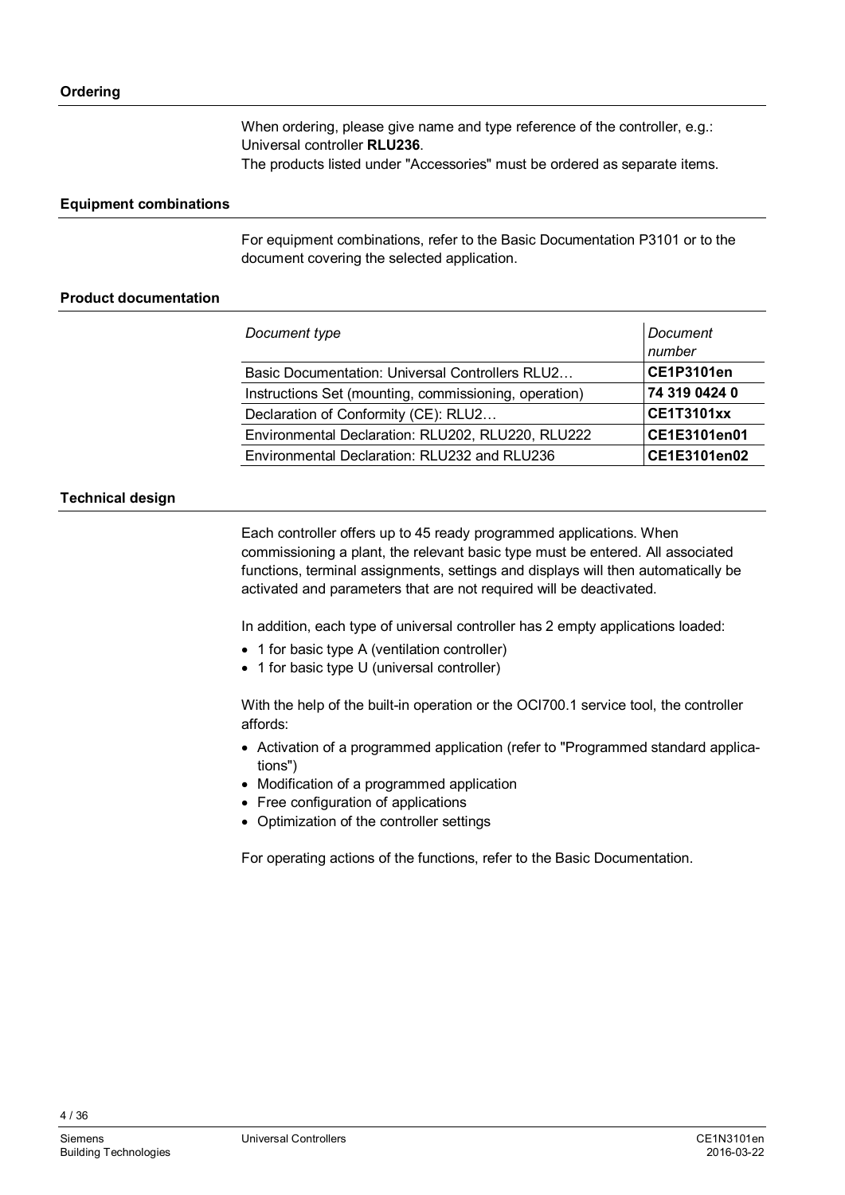## Ordering

When ordering, please give name and type reference of the controller, e.g.: Universal controller **RLU236**.
The products listed under "Accessories" must be ordered as separate items.

## Equipment combinations

For equipment combinations, refer to the Basic Documentation P3101 or to the document covering the selected application.

## Product documentation

| *Document type* | *Document number* |
|---|---|
| Basic Documentation: Universal Controllers RLU2… | **CE1P3101en** |
| Instructions Set (mounting, commissioning, operation) | **74 319 0424 0** |
| Declaration of Conformity (CE): RLU2… | **CE1T3101xx** |
| Environmental Declaration: RLU202, RLU220, RLU222 | **CE1E3101en01** |
| Environmental Declaration: RLU232 and RLU236 | **CE1E3101en02** |

## Technical design

Each controller offers up to 45 ready programmed applications. When commissioning a plant, the relevant basic type must be entered. All associated functions, terminal assignments, settings and displays will then automatically be activated and parameters that are not required will be deactivated.

In addition, each type of universal controller has 2 empty applications loaded:

- 1 for basic type A (ventilation controller)
- 1 for basic type U (universal controller)

With the help of the built-in operation or the OCI700.1 service tool, the controller affords:

- Activation of a programmed application (refer to "Programmed standard applications")
- Modification of a programmed application
- Free configuration of applications
- Optimization of the controller settings

For operating actions of the functions, refer to the Basic Documentation.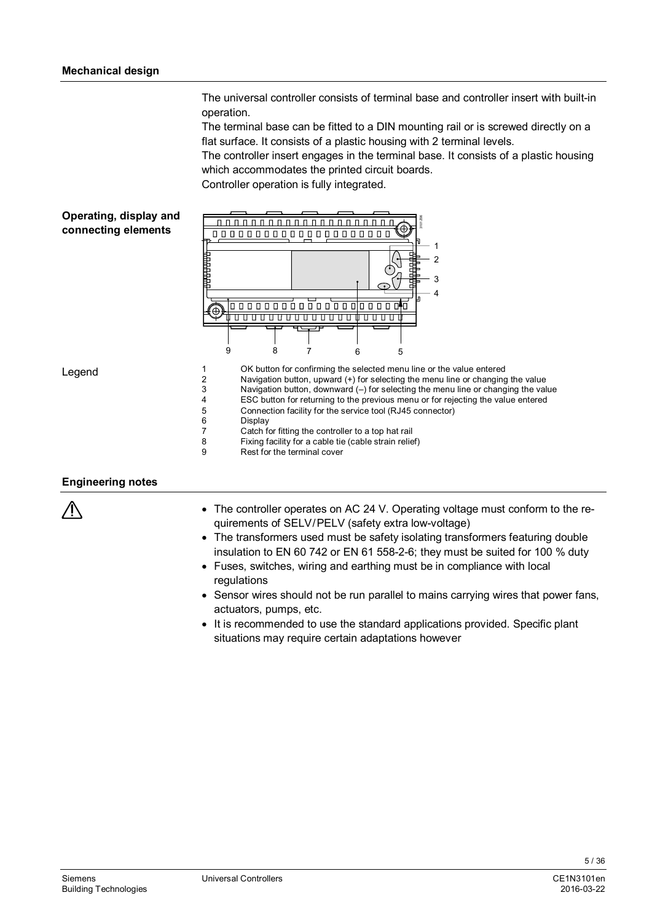## Mechanical design

The universal controller consists of terminal base and controller insert with built-in operation.

The terminal base can be fitted to a DIN mounting rail or is screwed directly on a flat surface. It consists of a plastic housing with 2 terminal levels.

The controller insert engages in the terminal base. It consists of a plastic housing which accommodates the printed circuit boards.

Controller operation is fully integrated.

### Operating, display and connecting elements

Legend

1. OK button for confirming the selected menu line or the value entered
2. Navigation button, upward (+) for selecting the menu line or changing the value
3. Navigation button, downward (–) for selecting the menu line or changing the value
4. ESC button for returning to the previous menu or for rejecting the value entered
5. Connection facility for the service tool (RJ45 connector)
6. Display
7. Catch for fitting the controller to a top hat rail
8. Fixing facility for a cable tie (cable strain relief)
9. Rest for the terminal cover

## Engineering notes

⚠

- The controller operates on AC 24 V. Operating voltage must conform to the requirements of SELV/PELV (safety extra low-voltage)
- The transformers used must be safety isolating transformers featuring double insulation to EN 60 742 or EN 61 558-2-6; they must be suited for 100 % duty
- Fuses, switches, wiring and earthing must be in compliance with local regulations
- Sensor wires should not be run parallel to mains carrying wires that power fans, actuators, pumps, etc.
- It is recommended to use the standard applications provided. Specific plant situations may require certain adaptations however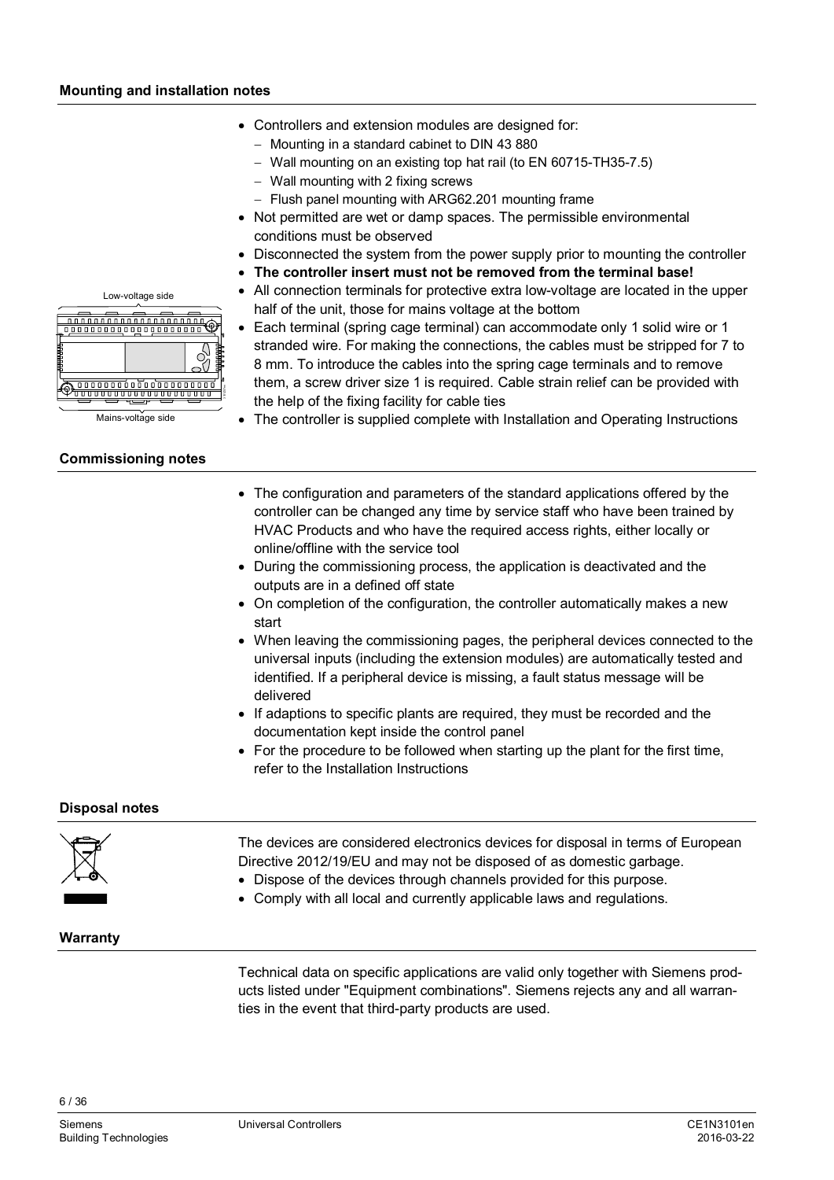## Mounting and installation notes

- Controllers and extension modules are designed for:
  - Mounting in a standard cabinet to DIN 43 880
  - Wall mounting on an existing top hat rail (to EN 60715-TH35-7.5)
  - Wall mounting with 2 fixing screws
  - Flush panel mounting with ARG62.201 mounting frame
- Not permitted are wet or damp spaces. The permissible environmental conditions must be observed
- Disconnected the system from the power supply prior to mounting the controller
- **The controller insert must not be removed from the terminal base!**
- All connection terminals for protective extra low-voltage are located in the upper half of the unit, those for mains voltage at the bottom
- Each terminal (spring cage terminal) can accommodate only 1 solid wire or 1 stranded wire. For making the connections, the cables must be stripped for 7 to 8 mm. To introduce the cables into the spring cage terminals and to remove them, a screw driver size 1 is required. Cable strain relief can be provided with the help of the fixing facility for cable ties
- The controller is supplied complete with Installation and Operating Instructions

Low-voltage side

Mains-voltage side

## Commissioning notes

- The configuration and parameters of the standard applications offered by the controller can be changed any time by service staff who have been trained by HVAC Products and who have the required access rights, either locally or online/offline with the service tool
- During the commissioning process, the application is deactivated and the outputs are in a defined off state
- On completion of the configuration, the controller automatically makes a new start
- When leaving the commissioning pages, the peripheral devices connected to the universal inputs (including the extension modules) are automatically tested and identified. If a peripheral device is missing, a fault status message will be delivered
- If adaptions to specific plants are required, they must be recorded and the documentation kept inside the control panel
- For the procedure to be followed when starting up the plant for the first time, refer to the Installation Instructions

## Disposal notes

The devices are considered electronics devices for disposal in terms of European Directive 2012/19/EU and may not be disposed of as domestic garbage.

- Dispose of the devices through channels provided for this purpose.
- Comply with all local and currently applicable laws and regulations.

## Warranty

Technical data on specific applications are valid only together with Siemens products listed under "Equipment combinations". Siemens rejects any and all warranties in the event that third-party products are used.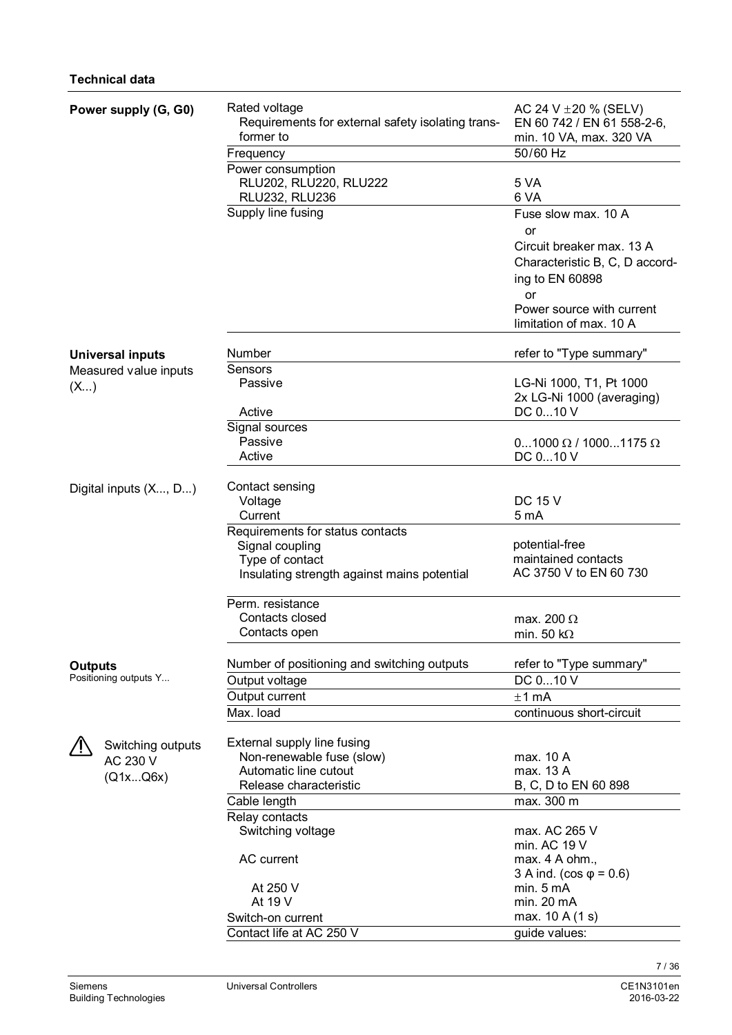**Technical data**

| | | |
|---|---|---|
| **Power supply (G, G0)** | Rated voltage<br>Requirements for external safety isolating transformer to | AC 24 V ±20 % (SELV)<br>EN 60 742 / EN 61 558-2-6, min. 10 VA, max. 320 VA |
| | Frequency | 50/60 Hz |
| | Power consumption<br>RLU202, RLU220, RLU222<br>RLU232, RLU236 | <br>5 VA<br>6 VA |
| | Supply line fusing | Fuse slow max. 10 A<br>or<br>Circuit breaker max. 13 A<br>Characteristic B, C, D according to EN 60898<br>or<br>Power source with current limitation of max. 10 A |
| **Universal inputs**<br>Measured value inputs (X...) | Number | refer to "Type summary" |
| | Sensors<br>Passive<br><br>Active | <br>LG-Ni 1000, T1, Pt 1000<br>2x LG-Ni 1000 (averaging)<br>DC 0...10 V |
| | Signal sources<br>Passive<br>Active | <br>0...1000 Ω / 1000...1175 Ω<br>DC 0...10 V |
| Digital inputs (X..., D...) | Contact sensing<br>Voltage<br>Current | <br>DC 15 V<br>5 mA |
| | Requirements for status contacts<br>Signal coupling<br>Type of contact<br>Insulating strength against mains potential | <br>potential-free<br>maintained contacts<br>AC 3750 V to EN 60 730 |
| | Perm. resistance<br>Contacts closed<br>Contacts open | <br>max. 200 Ω<br>min. 50 kΩ |
| **Outputs**<br>Positioning outputs Y... | Number of positioning and switching outputs | refer to "Type summary" |
| | Output voltage | DC 0...10 V |
| | Output current | ±1 mA |
| | Max. load | continuous short-circuit |
| ⚠ Switching outputs AC 230 V (Q1x...Q6x) | External supply line fusing<br>Non-renewable fuse (slow)<br>Automatic line cutout<br>Release characteristic | <br>max. 10 A<br>max. 13 A<br>B, C, D to EN 60 898 |
| | Cable length | max. 300 m |
| | Relay contacts<br>Switching voltage<br><br>AC current<br><br>At 250 V<br>At 19 V<br>Switch-on current | <br>max. AC 265 V<br>min. AC 19 V<br>max. 4 A ohm.,<br>3 A ind. (cos φ = 0.6)<br>min. 5 mA<br>min. 20 mA<br>max. 10 A (1 s) |
| | Contact life at AC 250 V | guide values: |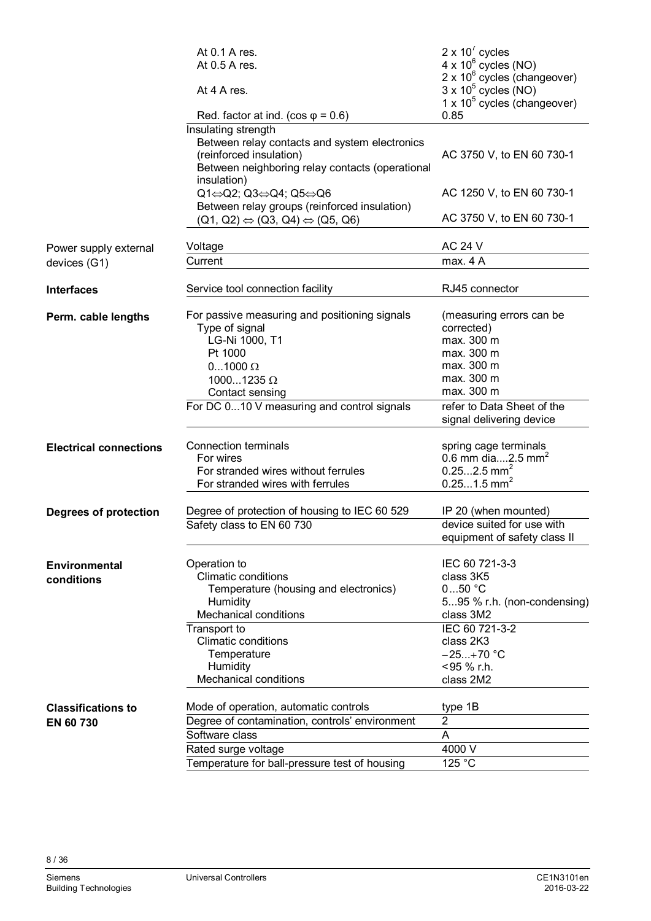| | | |
|---|---|---|
| | At 0.1 A res. | 2 x $10^7$ cycles |
| | At 0.5 A res. | 4 x $10^6$ cycles (NO)<br>2 x $10^6$ cycles (changeover) |
| | At 4 A res. | 3 x $10^5$ cycles (NO)<br>1 x $10^5$ cycles (changeover) |
| | Red. factor at ind. (cos φ = 0.6) | 0.85 |
| | Insulating strength<br>Between relay contacts and system electronics (reinforced insulation) | AC 3750 V, to EN 60 730-1 |
| | Between neighboring relay contacts (operational insulation)<br>Q1⇔Q2; Q3⇔Q4; Q5⇔Q6 | AC 1250 V, to EN 60 730-1 |
| | Between relay groups (reinforced insulation)<br>(Q1, Q2) ⇔ (Q3, Q4) ⇔ (Q5, Q6) | AC 3750 V, to EN 60 730-1 |
| Power supply external devices (G1) | Voltage | AC 24 V |
| | Current | max. 4 A |
| **Interfaces** | Service tool connection facility | RJ45 connector |
| **Perm. cable lengths** | For passive measuring and positioning signals | (measuring errors can be corrected) |
| | Type of signal | |
| | LG-Ni 1000, T1 | max. 300 m |
| | Pt 1000 | max. 300 m |
| | 0...1000 Ω | max. 300 m |
| | 1000...1235 Ω | max. 300 m |
| | Contact sensing | max. 300 m |
| | For DC 0...10 V measuring and control signals | refer to Data Sheet of the signal delivering device |
| **Electrical connections** | Connection terminals | spring cage terminals |
| | For wires | 0.6 mm dia....2.5 mm² |
| | For stranded wires without ferrules | 0.25...2.5 mm² |
| | For stranded wires with ferrules | 0.25...1.5 mm² |
| **Degrees of protection** | Degree of protection of housing to IEC 60 529 | IP 20 (when mounted) |
| | Safety class to EN 60 730 | device suited for use with equipment of safety class II |
| **Environmental conditions** | Operation to | IEC 60 721-3-3 |
| | Climatic conditions | class 3K5 |
| | Temperature (housing and electronics) | 0...50 °C |
| | Humidity | 5...95 % r.h. (non-condensing) |
| | Mechanical conditions | class 3M2 |
| | Transport to | IEC 60 721-3-2 |
| | Climatic conditions | class 2K3 |
| | Temperature | −25...+70 °C |
| | Humidity | <95 % r.h. |
| | Mechanical conditions | class 2M2 |
| **Classifications to EN 60 730** | Mode of operation, automatic controls | type 1B |
| | Degree of contamination, controls' environment | 2 |
| | Software class | A |
| | Rated surge voltage | 4000 V |
| | Temperature for ball-pressure test of housing | 125 °C |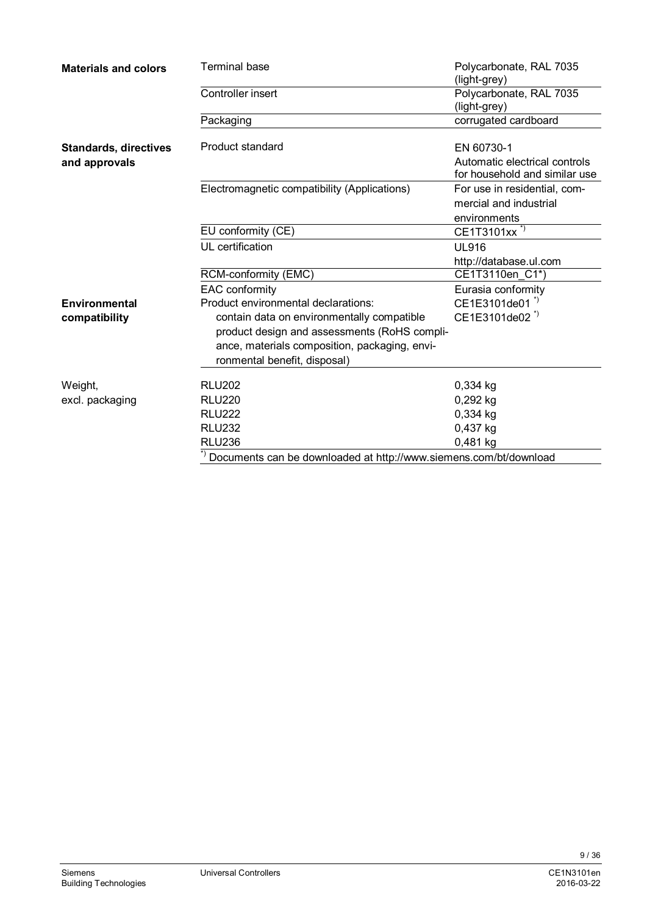| | | |
|---|---|---|
| **Materials and colors** | Terminal base | Polycarbonate, RAL 7035 (light-grey) |
| | Controller insert | Polycarbonate, RAL 7035 (light-grey) |
| | Packaging | corrugated cardboard |
| **Standards, directives and approvals** | Product standard | EN 60730-1<br>Automatic electrical controls for household and similar use |
| | Electromagnetic compatibility (Applications) | For use in residential, commercial and industrial environments |
| | EU conformity (CE) | CE1T3101xx *) |
| | UL certification | UL916<br>http://database.ul.com |
| | RCM-conformity (EMC) | CE1T3110en_C1*) |
| | EAC conformity | Eurasia conformity |
| **Environmental compatibility** | Product environmental declarations:<br>contain data on environmentally compatible product design and assessments (RoHS compliance, materials composition, packaging, environmental benefit, disposal) | CE1E3101de01 *)<br>CE1E3101de02 *) |
| Weight, excl. packaging | RLU202 | 0,334 kg |
| | RLU220 | 0,292 kg |
| | RLU222 | 0,334 kg |
| | RLU232 | 0,437 kg |
| | RLU236 | 0,481 kg |

*) Documents can be downloaded at http://www.siemens.com/bt/download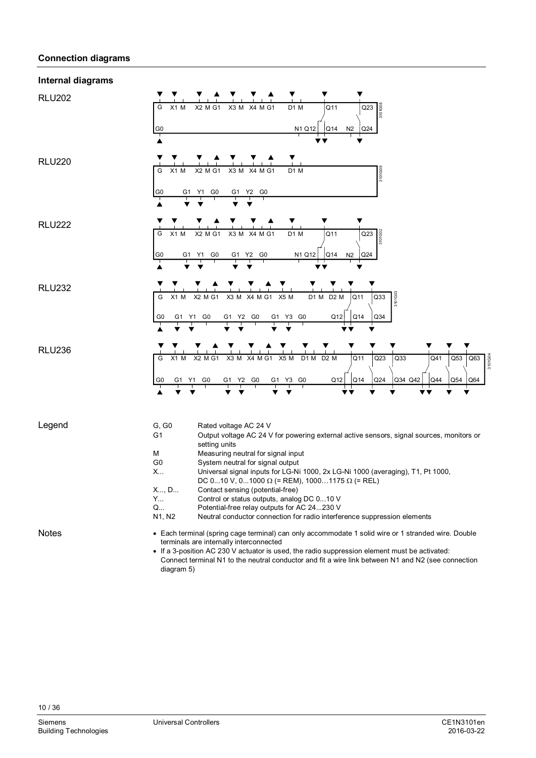## Connection diagrams

### Internal diagrams

**RLU202**

G X1 M X2 M G1 X3 M X4 M G1 D1 M Q11 Q23

G0 N1 Q12 Q14 N2 Q24

3101G08

**RLU220**

G X1 M X2 M G1 X3 M X4 M G1 D1 M

G0 G1 Y1 G0 G1 Y2 G0

3101G09

**RLU222**

G X1 M X2 M G1 X3 M X4 M G1 D1 M Q11 Q23

G0 G1 Y1 G0 G1 Y2 G0 N1 Q12 Q14 N2 Q24

3101G02

**RLU232**

G X1 M X2 M G1 X3 M X4 M G1 X5 M D1 M D2 M Q11 Q33

G0 G1 Y1 G0 G1 Y2 G0 G1 Y3 G0 Q12 Q14 Q34

3101G03

**RLU236**

G X1 M X2 M G1 X3 M X4 M G1 X5 M D1 M D2 M Q11 Q23 Q33 Q41 Q53 Q63

G0 G1 Y1 G0 G1 Y2 G0 G1 Y3 G0 Q12 Q14 Q24 Q34 Q42 Q44 Q54 Q64

3101G04

### Legend

| | |
|---|---|
| G, G0 | Rated voltage AC 24 V |
| G1 | Output voltage AC 24 V for powering external active sensors, signal sources, monitors or setting units |
| M | Measuring neutral for signal input |
| G0 | System neutral for signal output |
| X... | Universal signal inputs for LG-Ni 1000, 2x LG-Ni 1000 (averaging), T1, Pt 1000, DC 0...10 V, 0...1000 Ω (= REM), 1000…1175 Ω (= REL) |
| X..., D... | Contact sensing (potential-free) |
| Y... | Control or status outputs, analog DC 0...10 V |
| Q... | Potential-free relay outputs for AC 24...230 V |
| N1, N2 | Neutral conductor connection for radio interference suppression elements |

### Notes

- Each terminal (spring cage terminal) can only accommodate 1 solid wire or 1 stranded wire. Double terminals are internally interconnected
- If a 3-position AC 230 V actuator is used, the radio suppression element must be activated: Connect terminal N1 to the neutral conductor and fit a wire link between N1 and N2 (see connection diagram 5)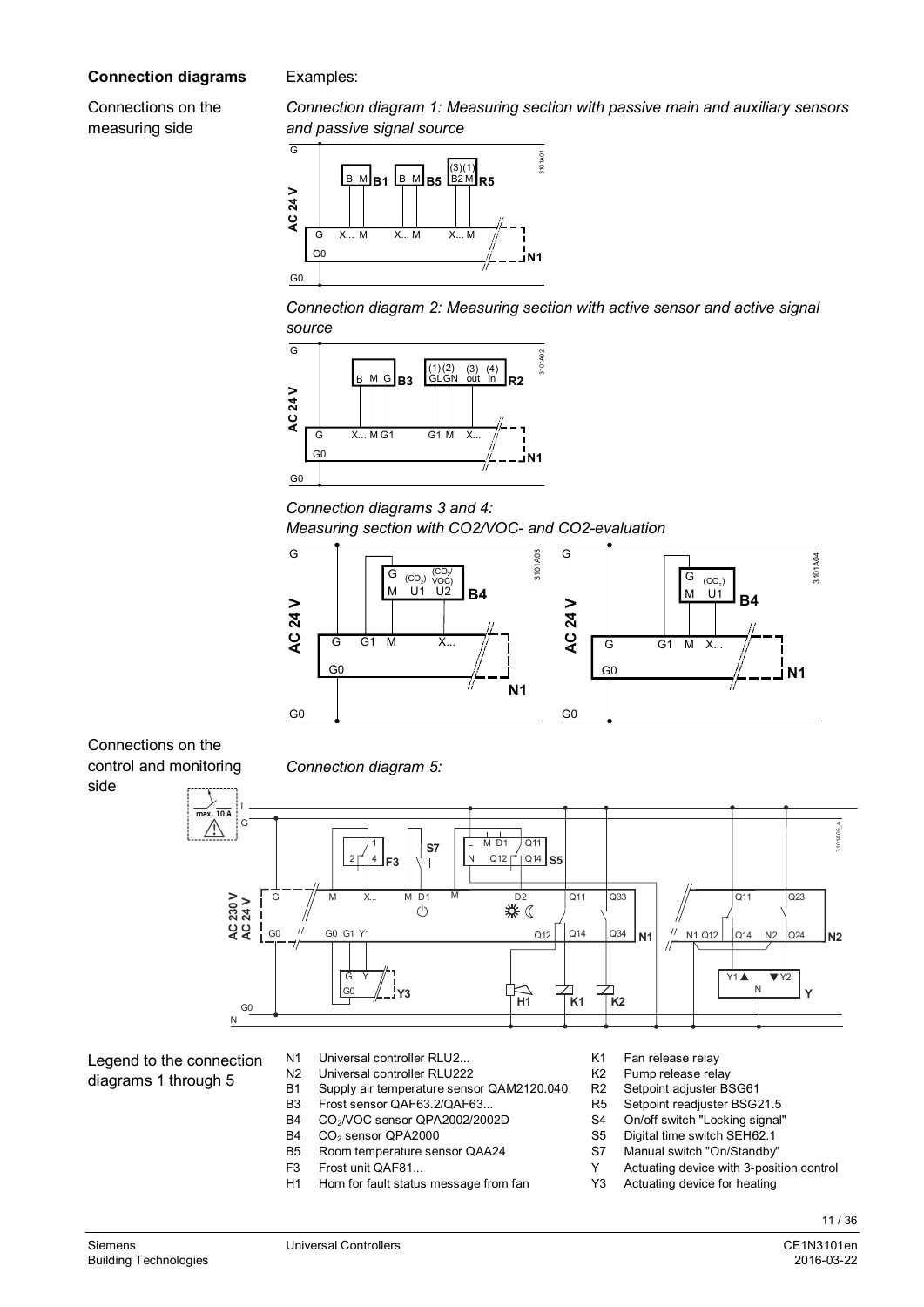**Connection diagrams** Examples:

Connections on the measuring side

*Connection diagram 1: Measuring section with passive main and auxiliary sensors and passive signal source*

*Connection diagram 2: Measuring section with active sensor and active signal source*

*Connection diagrams 3 and 4:*
*Measuring section with CO2/VOC- and CO2-evaluation*

Connections on the control and monitoring side

*Connection diagram 5:*

Legend to the connection diagrams 1 through 5

- N1 Universal controller RLU2...
- N2 Universal controller RLU222
- B1 Supply air temperature sensor QAM2120.040
- B3 Frost sensor QAF63.2/QAF63...
- B4 $CO_2$/VOC sensor QPA2002/2002D
- B4 $CO_2$ sensor QPA2000
- B5 Room temperature sensor QAA24
- F3 Frost unit QAF81...
- H1 Horn for fault status message from fan
- K1 Fan release relay
- K2 Pump release relay
- R2 Setpoint adjuster BSG61
- R5 Setpoint readjuster BSG21.5
- S4 On/off switch "Locking signal"
- S5 Digital time switch SEH62.1
- S7 Manual switch "On/Standby"
- Y Actuating device with 3-position control
- Y3 Actuating device for heating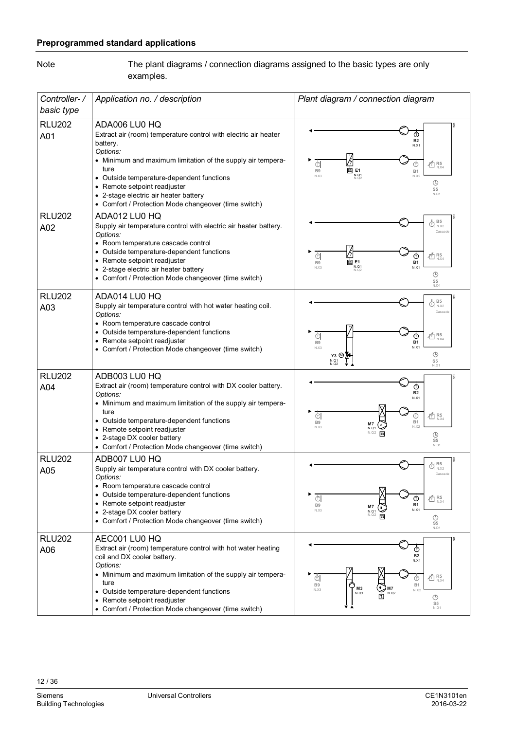**Preprogrammed standard applications**

Note: The plant diagrams / connection diagrams assigned to the basic types are only examples.

| *Controller- / basic type* | *Application no. / description* | *Plant diagram / connection diagram* |
|---|---|---|
| RLU202 A01 | ADA006 LU0 HQ<br>Extract air (room) temperature control with electric air heater battery.<br>*Options:*<br>• Minimum and maximum limitation of the supply air temperature<br>• Outside temperature-dependent functions<br>• Remote setpoint readjuster<br>• 2-stage electric air heater battery<br>• Comfort / Protection Mode changeover (time switch) | B2 N.X1, B9 N.X3, E1 N.Q1 N.Q2, B1 N.X2, R5 N.X4, S5 N.D1 |
| RLU202 A02 | ADA012 LU0 HQ<br>Supply air temperature control with electric air heater battery.<br>*Options:*<br>• Room temperature cascade control<br>• Outside temperature-dependent functions<br>• Remote setpoint readjuster<br>• 2-stage electric air heater battery<br>• Comfort / Protection Mode changeover (time switch) | B5 N.X2 Cascade, B9 N.X3, E1 N.Q1 N.Q2, B1 N.X1, R5 N.X4, S5 N.D1 |
| RLU202 A03 | ADA014 LU0 HQ<br>Supply air temperature control with hot water heating coil.<br>*Options:*<br>• Room temperature cascade control<br>• Outside temperature-dependent functions<br>• Remote setpoint readjuster<br>• Comfort / Protection Mode changeover (time switch) | B5 N.X2 Cascade, B9 N.X3, Y3 N.Q1 N.Q2, B1 N.X1, R5 N.X4, S5 N.D1 |
| RLU202 A04 | ADB003 LU0 HQ<br>Extract air (room) temperature control with DX cooler battery.<br>*Options:*<br>• Minimum and maximum limitation of the supply air temperature<br>• Outside temperature-dependent functions<br>• Remote setpoint readjuster<br>• 2-stage DX cooler battery<br>• Comfort / Protection Mode changeover (time switch) | B2 N.X1, B9 N.X3, M7 N.Q1 N.Q2, B1 N.X2, R5 N.X4, S5 N.D1 |
| RLU202 A05 | ADB007 LU0 HQ<br>Supply air temperature control with DX cooler battery.<br>*Options:*<br>• Room temperature cascade control<br>• Outside temperature-dependent functions<br>• Remote setpoint readjuster<br>• 2-stage DX cooler battery<br>• Comfort / Protection Mode changeover (time switch) | B5 N.X2 Cascade, B9 N.X3, M7 N.Q1 N.Q2, B1 N.X1, R5 N.X4, S5 N.D1 |
| RLU202 A06 | AEC001 LU0 HQ<br>Extract air (room) temperature control with hot water heating coil and DX cooler battery.<br>*Options:*<br>• Minimum and maximum limitation of the supply air temperature<br>• Outside temperature-dependent functions<br>• Remote setpoint readjuster<br>• Comfort / Protection Mode changeover (time switch) | B2 N.X1, B9 N.X3, M3 N.Q1, M7 N.Q2, B1 N.X2, R5 N.X4, S5 N.D1 |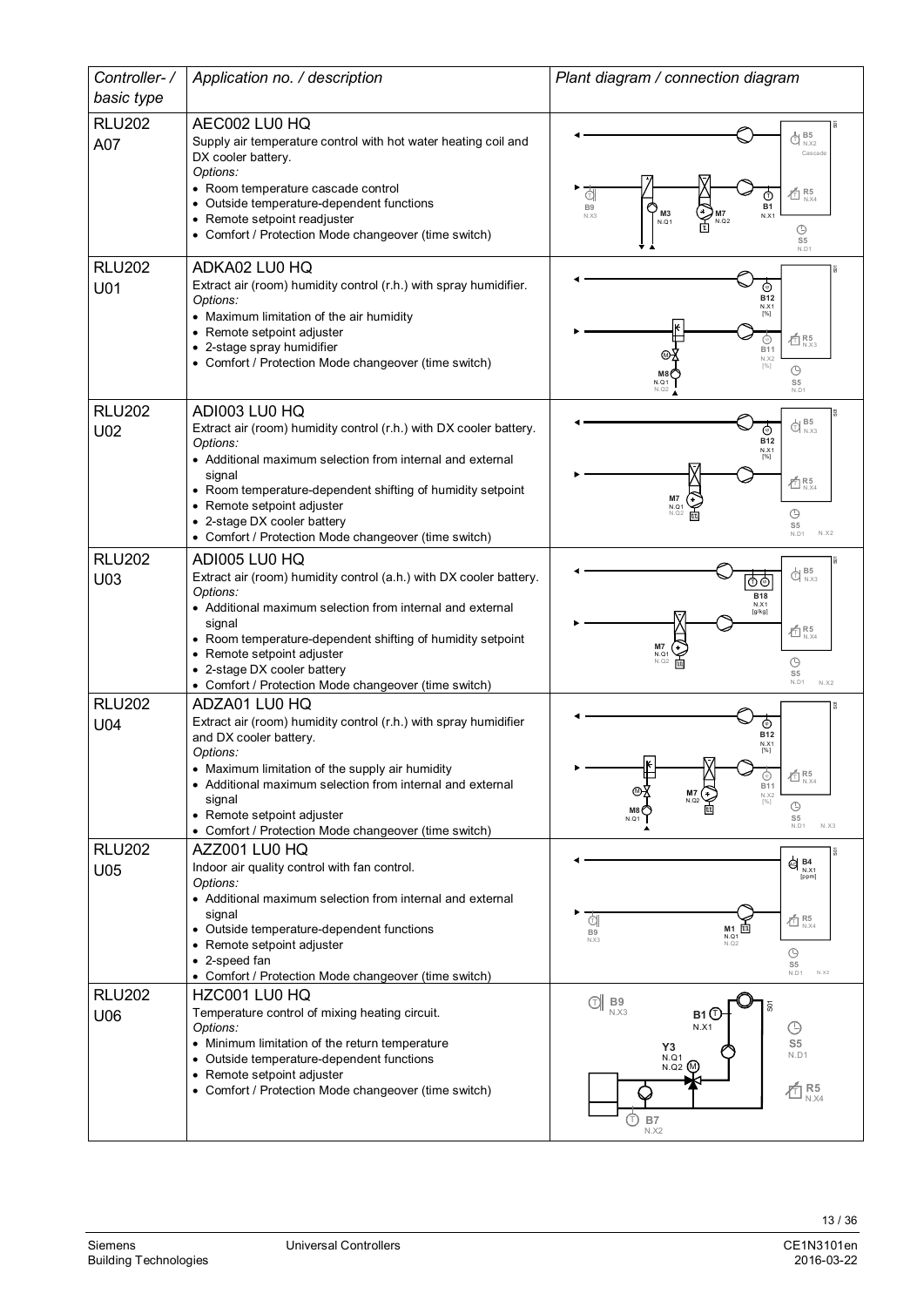| Controller- / basic type | Application no. / description | Plant diagram / connection diagram |
|---|---|---|
| RLU202 A07 | AEC002 LU0 HQ<br>Supply air temperature control with hot water heating coil and DX cooler battery.<br>*Options:*<br>• Room temperature cascade control<br>• Outside temperature-dependent functions<br>• Remote setpoint readjuster<br>• Comfort / Protection Mode changeover (time switch) | B5 N.X2 Cascade; B9 N.X3; M3 N.Q1; M7 N.Q2; B1 N.X1; R5 N.X4; S5 N.D1 |
| RLU202 U01 | ADKA02 LU0 HQ<br>Extract air (room) humidity control (r.h.) with spray humidifier.<br>*Options:*<br>• Maximum limitation of the air humidity<br>• Remote setpoint adjuster<br>• 2-stage spray humidifier<br>• Comfort / Protection Mode changeover (time switch) | B12 N.X1 [%]; B11 N.X2 [%]; M8 N.Q1 N.Q2; R5 N.X3; S5 N.D1 |
| RLU202 U02 | ADI003 LU0 HQ<br>Extract air (room) humidity control (r.h.) with DX cooler battery.<br>*Options:*<br>• Additional maximum selection from internal and external signal<br>• Room temperature-dependent shifting of humidity setpoint<br>• Remote setpoint adjuster<br>• 2-stage DX cooler battery<br>• Comfort / Protection Mode changeover (time switch) | B5 N.X3; B12 N.X1 [%]; M7 N.Q1 N.Q2; R5 N.X4; S5 N.D1 N.X2 |
| RLU202 U03 | ADI005 LU0 HQ<br>Extract air (room) humidity control (a.h.) with DX cooler battery.<br>*Options:*<br>• Additional maximum selection from internal and external signal<br>• Room temperature-dependent shifting of humidity setpoint<br>• Remote setpoint adjuster<br>• 2-stage DX cooler battery<br>• Comfort / Protection Mode changeover (time switch) | B5 N.X3; B18 N.X1 [g/kg]; M7 N.Q1 N.Q2; R5 N.X4; S5 N.D1 N.X2 |
| RLU202 U04 | ADZA01 LU0 HQ<br>Extract air (room) humidity control (r.h.) with spray humidifier and DX cooler battery.<br>*Options:*<br>• Maximum limitation of the supply air humidity<br>• Additional maximum selection from internal and external signal<br>• Remote setpoint adjuster<br>• Comfort / Protection Mode changeover (time switch) | B12 N.X1 [%]; B11 N.X2 [%]; M8 N.Q1; M7 N.Q2; R5 N.X4; S5 N.D1 N.X3 |
| RLU202 U05 | AZZ001 LU0 HQ<br>Indoor air quality control with fan control.<br>*Options:*<br>• Additional maximum selection from internal and external signal<br>• Outside temperature-dependent functions<br>• Remote setpoint adjuster<br>• 2-speed fan<br>• Comfort / Protection Mode changeover (time switch) | B4 N.X1 [ppm]; B9 N.X3; M1 N.Q1 N.Q2; R5 N.X4; S5 N.D1 N.X2 |
| RLU202 U06 | HZC001 LU0 HQ<br>Temperature control of mixing heating circuit.<br>*Options:*<br>• Minimum limitation of the return temperature<br>• Outside temperature-dependent functions<br>• Remote setpoint adjuster<br>• Comfort / Protection Mode changeover (time switch) | B9 N.X3; B1 N.X1; Y3 N.Q1 N.Q2; B7 N.X2; S5 N.D1; R5 N.X4 |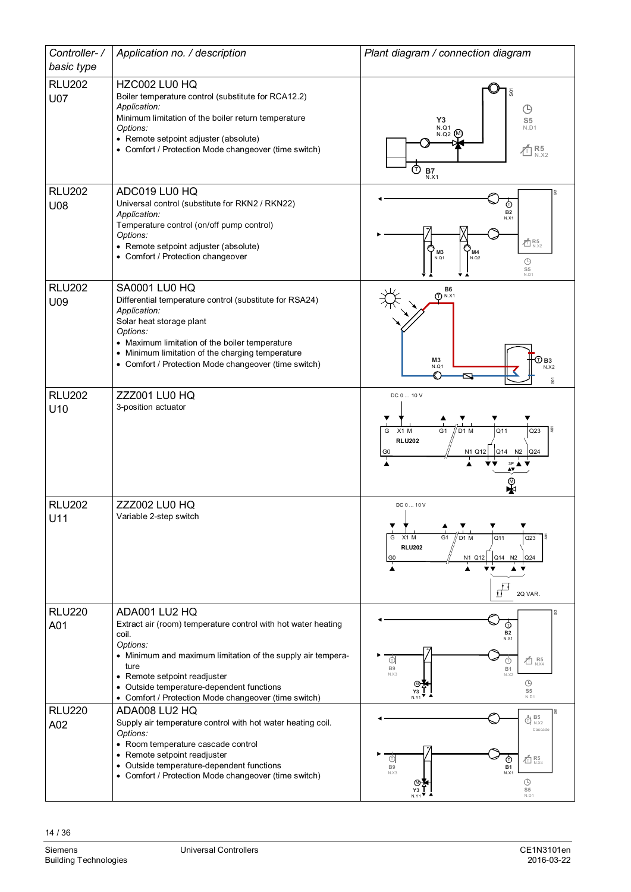| *Controller- / basic type* | *Application no. / description* | *Plant diagram / connection diagram* |
|---|---|---|
| RLU202<br>U07 | HZC002 LU0 HQ<br>Boiler temperature control (substitute for RCA12.2)<br>*Application:*<br>Minimum limitation of the boiler return temperature<br>*Options:*<br>• Remote setpoint adjuster (absolute)<br>• Comfort / Protection Mode changeover (time switch) | |
| RLU202<br>U08 | ADC019 LU0 HQ<br>Universal control (substitute for RKN2 / RKN22)<br>*Application:*<br>Temperature control (on/off pump control)<br>*Options:*<br>• Remote setpoint adjuster (absolute)<br>• Comfort / Protection changeover | |
| RLU202<br>U09 | SA0001 LU0 HQ<br>Differential temperature control (substitute for RSA24)<br>*Application:*<br>Solar heat storage plant<br>*Options:*<br>• Maximum limitation of the boiler temperature<br>• Minimum limitation of the charging temperature<br>• Comfort / Protection Mode changeover (time switch) | |
| RLU202<br>U10 | ZZZ001 LU0 HQ<br>3-position actuator | |
| RLU202<br>U11 | ZZZ002 LU0 HQ<br>Variable 2-step switch | |
| RLU220<br>A01 | ADA001 LU2 HQ<br>Extract air (room) temperature control with hot water heating coil.<br>*Options:*<br>• Minimum and maximum limitation of the supply air temperature<br>• Remote setpoint readjuster<br>• Outside temperature-dependent functions<br>• Comfort / Protection Mode changeover (time switch) | |
| RLU220<br>A02 | ADA008 LU2 HQ<br>Supply air temperature control with hot water heating coil.<br>*Options:*<br>• Room temperature cascade control<br>• Remote setpoint readjuster<br>• Outside temperature-dependent functions<br>• Comfort / Protection Mode changeover (time switch) | |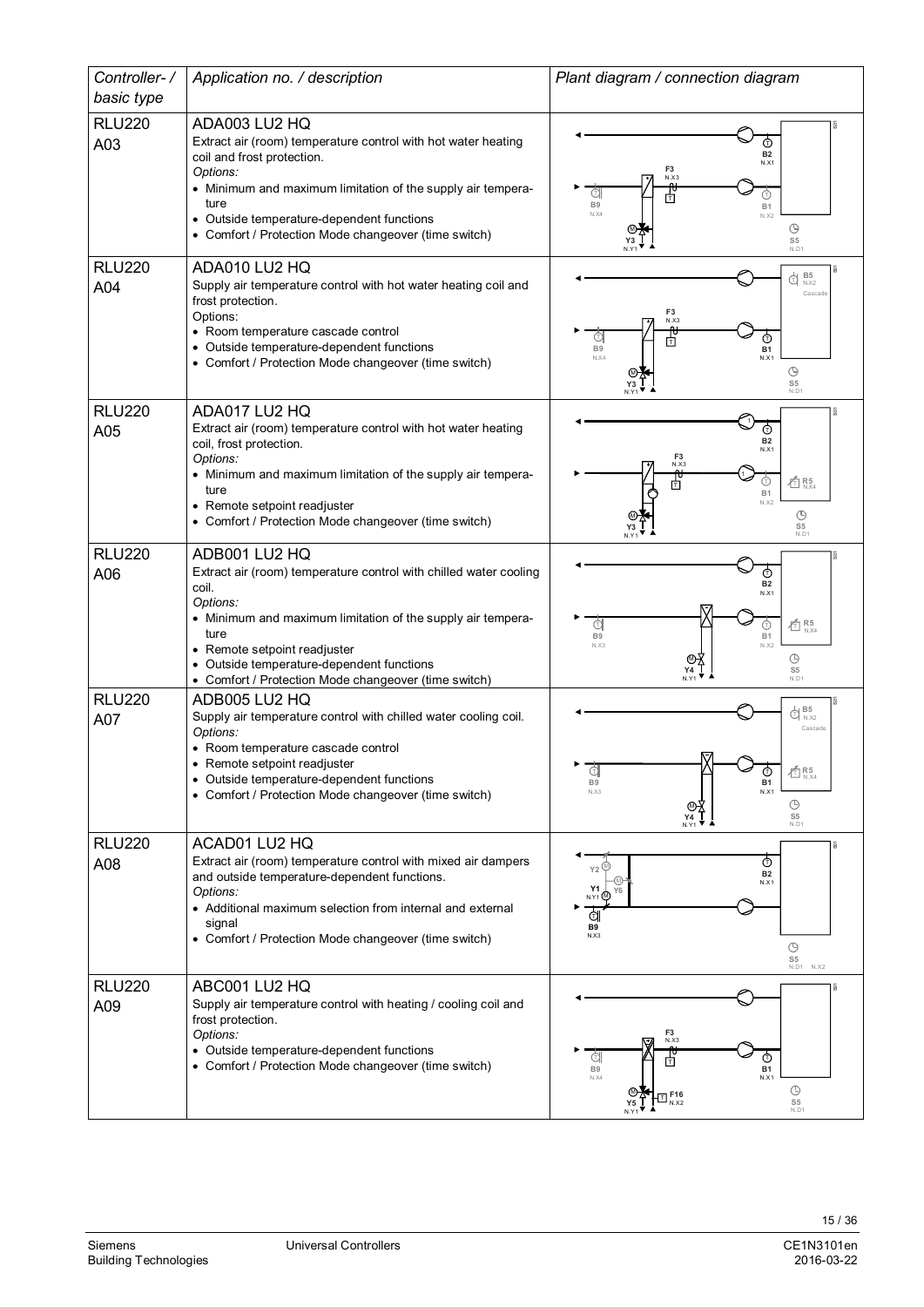| Controller- / basic type | Application no. / description | Plant diagram / connection diagram |
|---|---|---|
| RLU220 A03 | ADA003 LU2 HQ<br>Extract air (room) temperature control with hot water heating coil and frost protection.<br>*Options:*<br>• Minimum and maximum limitation of the supply air temperature<br>• Outside temperature-dependent functions<br>• Comfort / Protection Mode changeover (time switch) | B2 N.X1, F3 N.X3, B9 N.X4, B1 N.X2, Y3 N.Y1, S5 N.D1 |
| RLU220 A04 | ADA010 LU2 HQ<br>Supply air temperature control with hot water heating coil and frost protection.<br>Options:<br>• Room temperature cascade control<br>• Outside temperature-dependent functions<br>• Comfort / Protection Mode changeover (time switch) | B5 N.X2 Cascade, F3 N.X3, B9 N.X4, B1 N.X1, Y3 N.Y1, S5 N.D1 |
| RLU220 A05 | ADA017 LU2 HQ<br>Extract air (room) temperature control with hot water heating coil, frost protection.<br>*Options:*<br>• Minimum and maximum limitation of the supply air temperature<br>• Remote setpoint readjuster<br>• Comfort / Protection Mode changeover (time switch) | B2 N.X1, F3 N.X3, R5 N.X4, B1 N.X2, Y3 N.Y1, S5 N.D1 |
| RLU220 A06 | ADB001 LU2 HQ<br>Extract air (room) temperature control with chilled water cooling coil.<br>*Options:*<br>• Minimum and maximum limitation of the supply air temperature<br>• Remote setpoint readjuster<br>• Outside temperature-dependent functions<br>• Comfort / Protection Mode changeover (time switch) | B2 N.X1, B9 N.X3, R5 N.X4, B1 N.X2, Y4 N.Y1, S5 N.D1 |
| RLU220 A07 | ADB005 LU2 HQ<br>Supply air temperature control with chilled water cooling coil.<br>*Options:*<br>• Room temperature cascade control<br>• Remote setpoint readjuster<br>• Outside temperature-dependent functions<br>• Comfort / Protection Mode changeover (time switch) | B5 N.X2 Cascade, B9 N.X3, R5 N.X4, B1 N.X1, Y4 N.Y1, S5 N.D1 |
| RLU220 A08 | ACAD01 LU2 HQ<br>Extract air (room) temperature control with mixed air dampers and outside temperature-dependent functions.<br>*Options:*<br>• Additional maximum selection from internal and external signal<br>• Comfort / Protection Mode changeover (time switch) | Y2, Y1 N.Y1, Y6, B2 N.X1, B9 N.X3, S5 N.D1 N.X2 |
| RLU220 A09 | ABC001 LU2 HQ<br>Supply air temperature control with heating / cooling coil and frost protection.<br>*Options:*<br>• Outside temperature-dependent functions<br>• Comfort / Protection Mode changeover (time switch) | F3 N.X3, B9 N.X4, B1 N.X1, Y5 N.Y1, F16 N.X2, S5 N.D1 |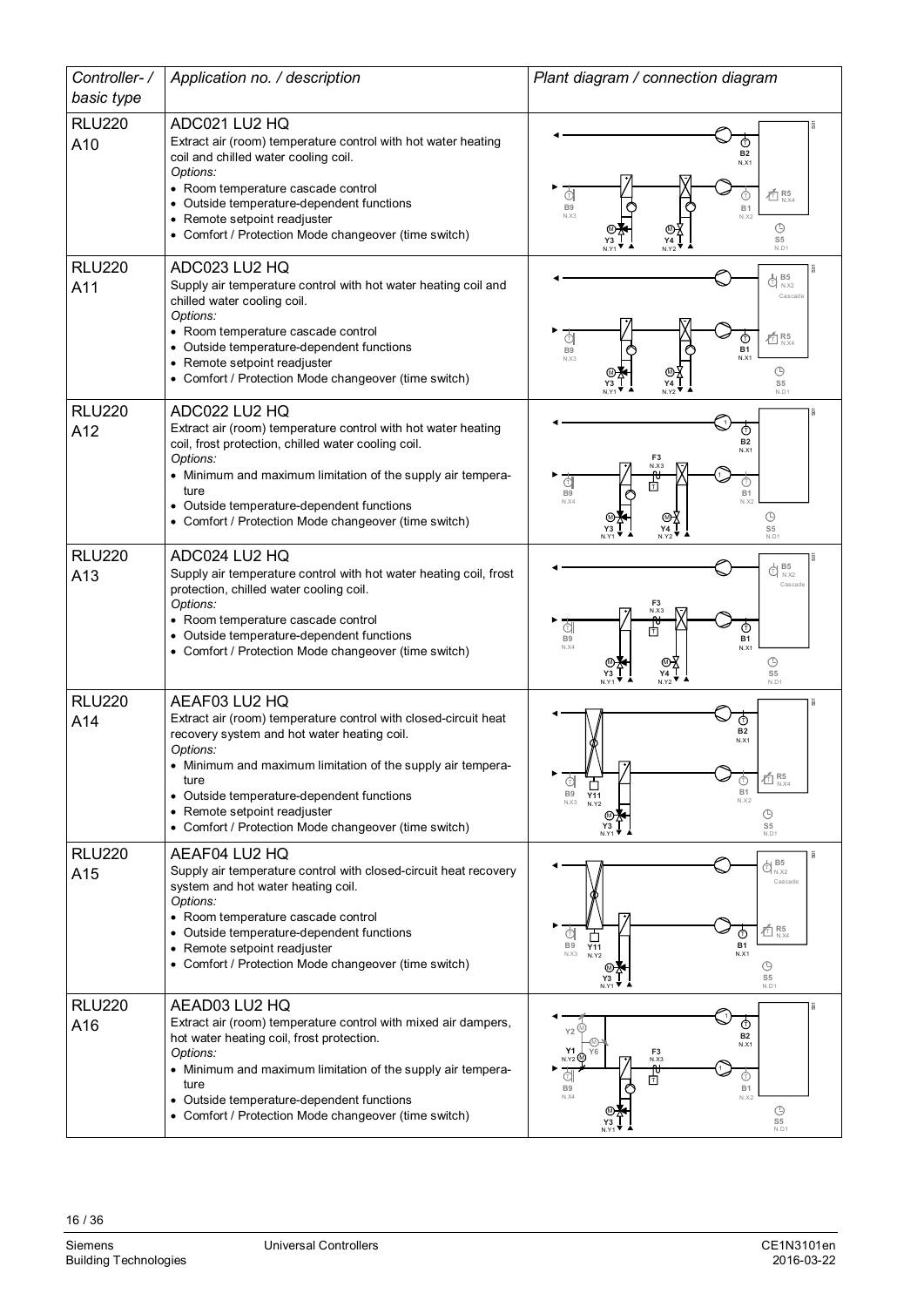| Controller- / basic type | Application no. / description | Plant diagram / connection diagram |
|---|---|---|
| RLU220 A10 | ADC021 LU2 HQ<br>Extract air (room) temperature control with hot water heating coil and chilled water cooling coil.<br>*Options:*<br>• Room temperature cascade control<br>• Outside temperature-dependent functions<br>• Remote setpoint readjuster<br>• Comfort / Protection Mode changeover (time switch) | |
| RLU220 A11 | ADC023 LU2 HQ<br>Supply air temperature control with hot water heating coil and chilled water cooling coil.<br>*Options:*<br>• Room temperature cascade control<br>• Outside temperature-dependent functions<br>• Remote setpoint readjuster<br>• Comfort / Protection Mode changeover (time switch) | |
| RLU220 A12 | ADC022 LU2 HQ<br>Extract air (room) temperature control with hot water heating coil, frost protection, chilled water cooling coil.<br>*Options:*<br>• Minimum and maximum limitation of the supply air temperature<br>• Outside temperature-dependent functions<br>• Comfort / Protection Mode changeover (time switch) | |
| RLU220 A13 | ADC024 LU2 HQ<br>Supply air temperature control with hot water heating coil, frost protection, chilled water cooling coil.<br>*Options:*<br>• Room temperature cascade control<br>• Outside temperature-dependent functions<br>• Comfort / Protection Mode changeover (time switch) | |
| RLU220 A14 | AEAF03 LU2 HQ<br>Extract air (room) temperature control with closed-circuit heat recovery system and hot water heating coil.<br>*Options:*<br>• Minimum and maximum limitation of the supply air temperature<br>• Outside temperature-dependent functions<br>• Remote setpoint readjuster<br>• Comfort / Protection Mode changeover (time switch) | |
| RLU220 A15 | AEAF04 LU2 HQ<br>Supply air temperature control with closed-circuit heat recovery system and hot water heating coil.<br>*Options:*<br>• Room temperature cascade control<br>• Outside temperature-dependent functions<br>• Remote setpoint readjuster<br>• Comfort / Protection Mode changeover (time switch) | |
| RLU220 A16 | AEAD03 LU2 HQ<br>Extract air (room) temperature control with mixed air dampers, hot water heating coil, frost protection.<br>*Options:*<br>• Minimum and maximum limitation of the supply air temperature<br>• Outside temperature-dependent functions<br>• Comfort / Protection Mode changeover (time switch) | |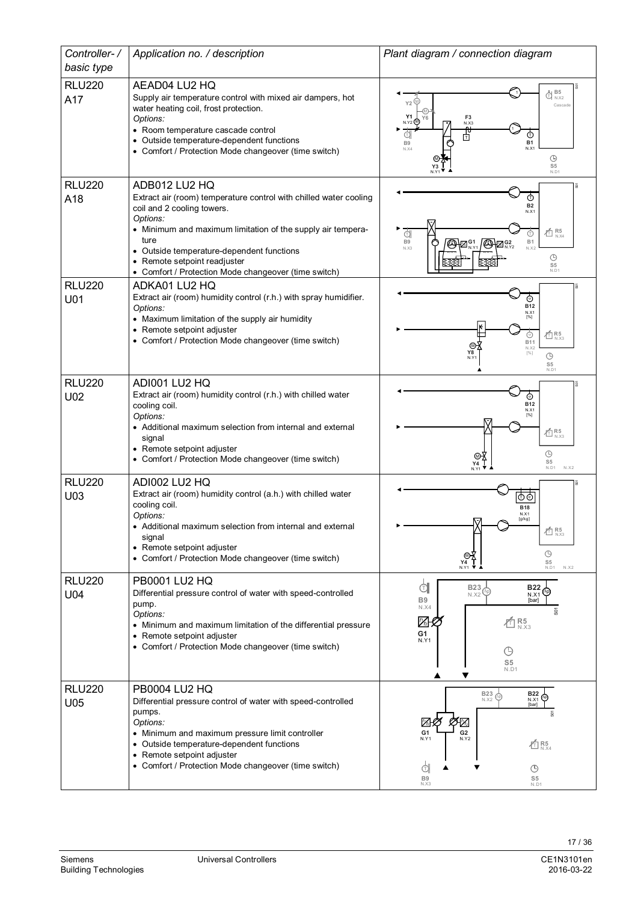| Controller- / basic type | Application no. / description | Plant diagram / connection diagram |
|---|---|---|
| RLU220 A17 | AEAD04 LU2 HQ<br>Supply air temperature control with mixed air dampers, hot water heating coil, frost protection.<br>*Options:*<br>• Room temperature cascade control<br>• Outside temperature-dependent functions<br>• Comfort / Protection Mode changeover (time switch) | |
| RLU220 A18 | ADB012 LU2 HQ<br>Extract air (room) temperature control with chilled water cooling coil and 2 cooling towers.<br>*Options:*<br>• Minimum and maximum limitation of the supply air temperature<br>• Outside temperature-dependent functions<br>• Remote setpoint readjuster<br>• Comfort / Protection Mode changeover (time switch) | |
| RLU220 U01 | ADKA01 LU2 HQ<br>Extract air (room) humidity control (r.h.) with spray humidifier.<br>*Options:*<br>• Maximum limitation of the supply air humidity<br>• Remote setpoint adjuster<br>• Comfort / Protection Mode changeover (time switch) | |
| RLU220 U02 | ADI001 LU2 HQ<br>Extract air (room) humidity control (r.h.) with chilled water cooling coil.<br>*Options:*<br>• Additional maximum selection from internal and external signal<br>• Remote setpoint adjuster<br>• Comfort / Protection Mode changeover (time switch) | |
| RLU220 U03 | ADI002 LU2 HQ<br>Extract air (room) humidity control (a.h.) with chilled water cooling coil.<br>*Options:*<br>• Additional maximum selection from internal and external signal<br>• Remote setpoint adjuster<br>• Comfort / Protection Mode changeover (time switch) | |
| RLU220 U04 | PB0001 LU2 HQ<br>Differential pressure control of water with speed-controlled pump.<br>*Options:*<br>• Minimum and maximum limitation of the differential pressure<br>• Remote setpoint adjuster<br>• Comfort / Protection Mode changeover (time switch) | |
| RLU220 U05 | PB0004 LU2 HQ<br>Differential pressure control of water with speed-controlled pumps.<br>*Options:*<br>• Minimum and maximum pressure limit controller<br>• Outside temperature-dependent functions<br>• Remote setpoint adjuster<br>• Comfort / Protection Mode changeover (time switch) | |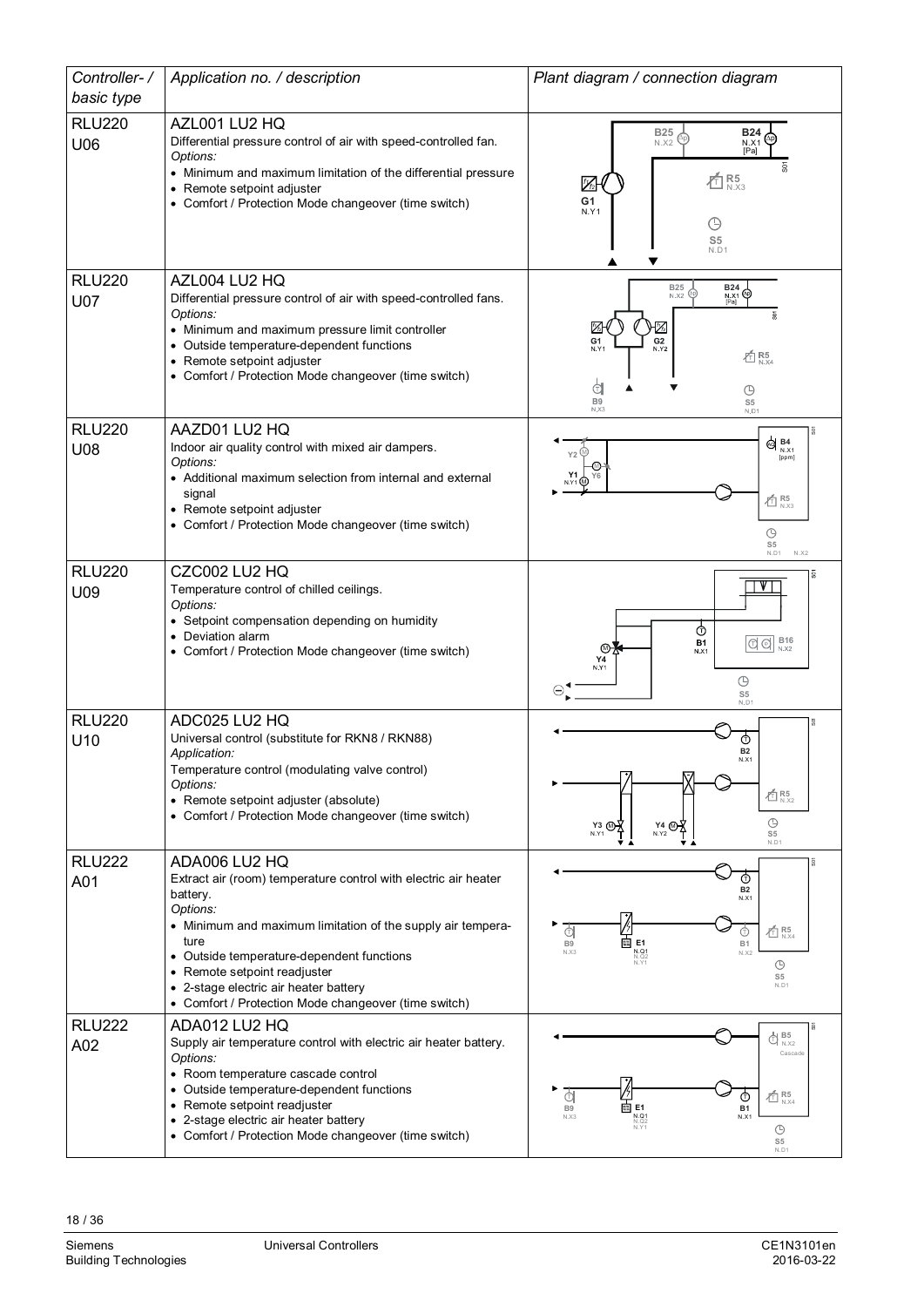| Controller- / basic type | Application no. / description | Plant diagram / connection diagram |
|---|---|---|
| RLU220 U06 | AZL001 LU2 HQ<br>Differential pressure control of air with speed-controlled fan.<br>*Options:*<br>• Minimum and maximum limitation of the differential pressure<br>• Remote setpoint adjuster<br>• Comfort / Protection Mode changeover (time switch) | B25 N.X2, B24 N.X1 [Pa], R5 N.X3, G1 N.Y1, S5 N.D1 |
| RLU220 U07 | AZL004 LU2 HQ<br>Differential pressure control of air with speed-controlled fans.<br>*Options:*<br>• Minimum and maximum pressure limit controller<br>• Outside temperature-dependent functions<br>• Remote setpoint adjuster<br>• Comfort / Protection Mode changeover (time switch) | B25 N.X2, B24 N.X1 [Pa], G1 N.Y1, G2 N.Y2, R5 N.X4, B9 N.X3, S5 N.D1 |
| RLU220 U08 | AAZD01 LU2 HQ<br>Indoor air quality control with mixed air dampers.<br>*Options:*<br>• Additional maximum selection from internal and external signal<br>• Remote setpoint adjuster<br>• Comfort / Protection Mode changeover (time switch) | Y2, Y1 N.Y1, B4 N.X1 [ppm], R5 N.X3, S5 N.D1 N.X2 |
| RLU220 U09 | CZC002 LU2 HQ<br>Temperature control of chilled ceilings.<br>*Options:*<br>• Setpoint compensation depending on humidity<br>• Deviation alarm<br>• Comfort / Protection Mode changeover (time switch) | Y4 N.Y1, B1 N.X1, B16 N.X2, S5 N.D1 |
| RLU220 U10 | ADC025 LU2 HQ<br>Universal control (substitute for RKN8 / RKN88)<br>*Application:*<br>Temperature control (modulating valve control)<br>*Options:*<br>• Remote setpoint adjuster (absolute)<br>• Comfort / Protection Mode changeover (time switch) | B2 N.X1, R5 N.X2, Y3 N.Y1, Y4 N.Y2, S5 N.D1 |
| RLU222 A01 | ADA006 LU2 HQ<br>Extract air (room) temperature control with electric air heater battery.<br>*Options:*<br>• Minimum and maximum limitation of the supply air temperature<br>• Outside temperature-dependent functions<br>• Remote setpoint readjuster<br>• 2-stage electric air heater battery<br>• Comfort / Protection Mode changeover (time switch) | B2 N.X1, B9 N.X3, E1 N.Q1 N.Q2 N.Y1, B1 N.X2, R5 N.X4, S5 N.D1 |
| RLU222 A02 | ADA012 LU2 HQ<br>Supply air temperature control with electric air heater battery.<br>*Options:*<br>• Room temperature cascade control<br>• Outside temperature-dependent functions<br>• Remote setpoint readjuster<br>• 2-stage electric air heater battery<br>• Comfort / Protection Mode changeover (time switch) | B5 N.X2 Cascade, B9 N.X3, E1 N.Q1 N.Q2 N.Y1, B1 N.X1, R5 N.X4, S5 N.D1 |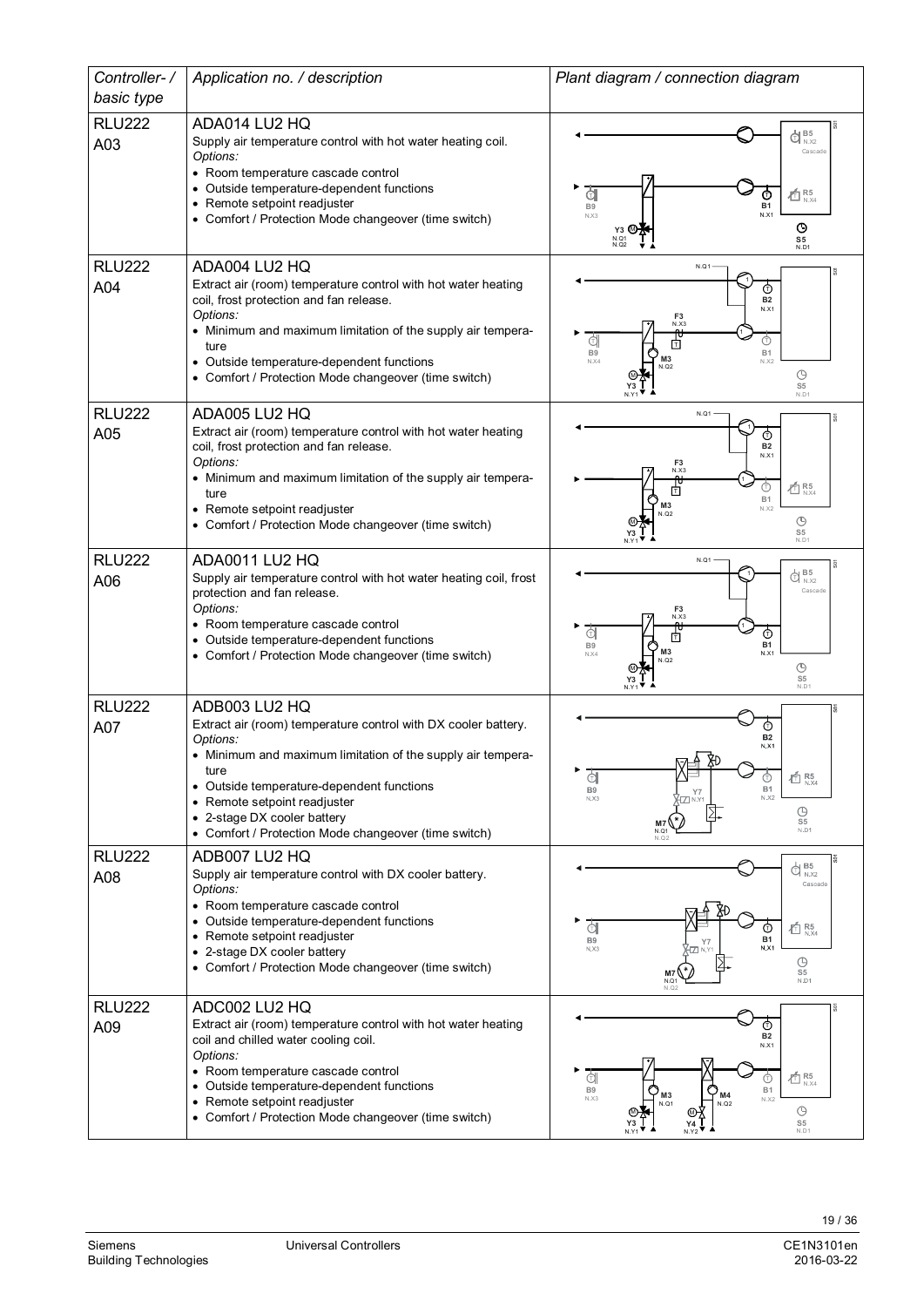| Controller- / basic type | Application no. / description | Plant diagram / connection diagram |
|---|---|---|
| RLU222 A03 | ADA014 LU2 HQ<br>Supply air temperature control with hot water heating coil.<br>*Options:*<br>• Room temperature cascade control<br>• Outside temperature-dependent functions<br>• Remote setpoint readjuster<br>• Comfort / Protection Mode changeover (time switch) | |
| RLU222 A04 | ADA004 LU2 HQ<br>Extract air (room) temperature control with hot water heating coil, frost protection and fan release.<br>*Options:*<br>• Minimum and maximum limitation of the supply air temperature<br>• Outside temperature-dependent functions<br>• Comfort / Protection Mode changeover (time switch) | |
| RLU222 A05 | ADA005 LU2 HQ<br>Extract air (room) temperature control with hot water heating coil, frost protection and fan release.<br>*Options:*<br>• Minimum and maximum limitation of the supply air temperature<br>• Remote setpoint readjuster<br>• Comfort / Protection Mode changeover (time switch) | |
| RLU222 A06 | ADA0011 LU2 HQ<br>Supply air temperature control with hot water heating coil, frost protection and fan release.<br>*Options:*<br>• Room temperature cascade control<br>• Outside temperature-dependent functions<br>• Comfort / Protection Mode changeover (time switch) | |
| RLU222 A07 | ADB003 LU2 HQ<br>Extract air (room) temperature control with DX cooler battery.<br>*Options:*<br>• Minimum and maximum limitation of the supply air temperature<br>• Outside temperature-dependent functions<br>• Remote setpoint readjuster<br>• 2-stage DX cooler battery<br>• Comfort / Protection Mode changeover (time switch) | |
| RLU222 A08 | ADB007 LU2 HQ<br>Supply air temperature control with DX cooler battery.<br>*Options:*<br>• Room temperature cascade control<br>• Outside temperature-dependent functions<br>• Remote setpoint readjuster<br>• 2-stage DX cooler battery<br>• Comfort / Protection Mode changeover (time switch) | |
| RLU222 A09 | ADC002 LU2 HQ<br>Extract air (room) temperature control with hot water heating coil and chilled water cooling coil.<br>*Options:*<br>• Room temperature cascade control<br>• Outside temperature-dependent functions<br>• Remote setpoint readjuster<br>• Comfort / Protection Mode changeover (time switch) | |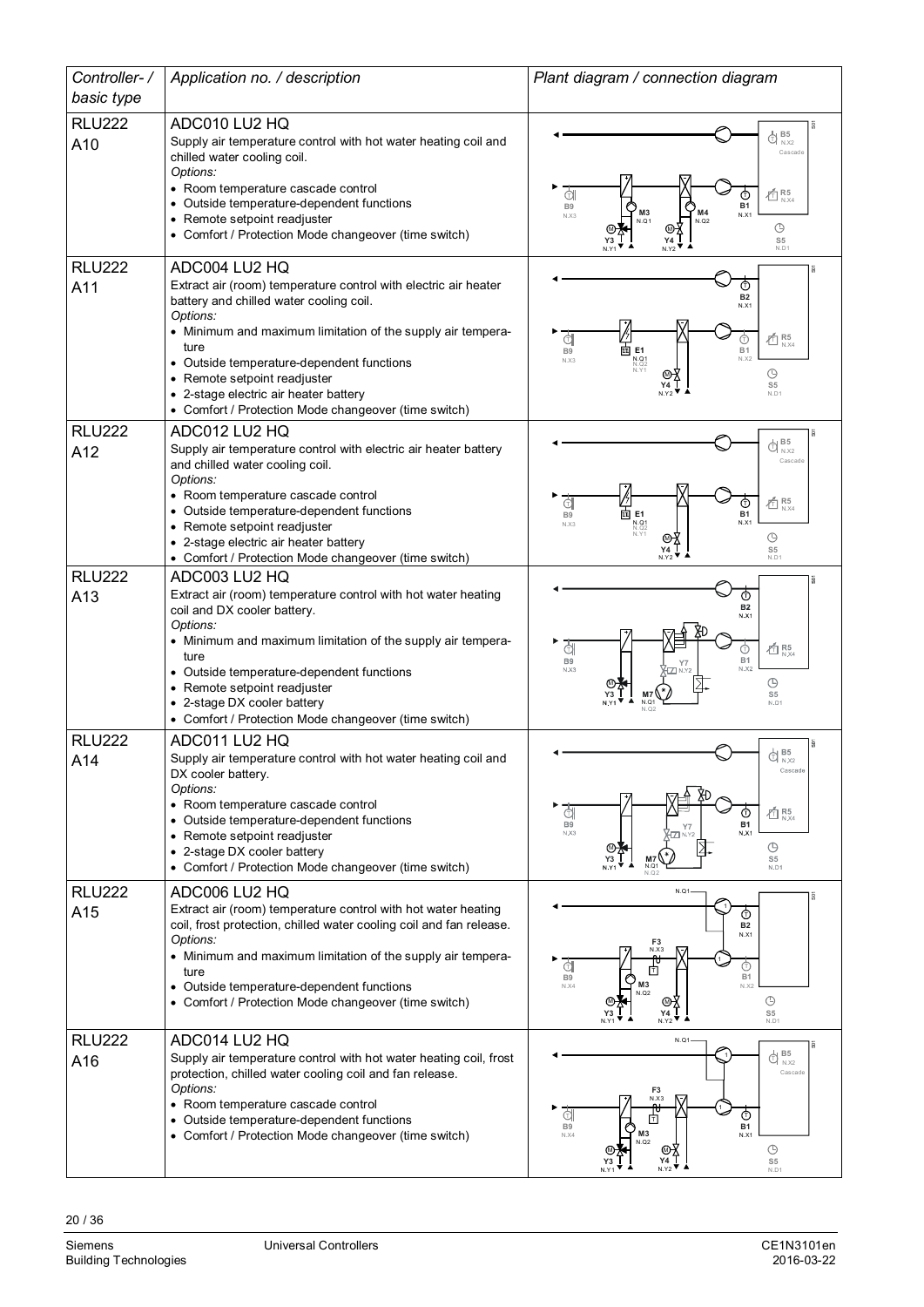| Controller- / basic type | Application no. / description | Plant diagram / connection diagram |
|---|---|---|
| RLU222<br>A10 | ADC010 LU2 HQ<br>Supply air temperature control with hot water heating coil and chilled water cooling coil.<br>*Options:*<br>• Room temperature cascade control<br>• Outside temperature-dependent functions<br>• Remote setpoint readjuster<br>• Comfort / Protection Mode changeover (time switch) | B5 N.X2 Cascade, R5 N.X4, B9 N.X3, M3 N.Q1, M4 N.Q2, B1 N.X1, Y3 N.Y1, Y4 N.Y2, S5 N.D1 |
| RLU222<br>A11 | ADC004 LU2 HQ<br>Extract air (room) temperature control with electric air heater battery and chilled water cooling coil.<br>*Options:*<br>• Minimum and maximum limitation of the supply air temperature<br>• Outside temperature-dependent functions<br>• Remote setpoint readjuster<br>• 2-stage electric air heater battery<br>• Comfort / Protection Mode changeover (time switch) | B2 N.X1, R5 N.X4, B9 N.X3, E1 N.Q1 N.Q2 N.Y1, B1 N.X2, Y4 N.Y2, S5 N.D1 |
| RLU222<br>A12 | ADC012 LU2 HQ<br>Supply air temperature control with electric air heater battery and chilled water cooling coil.<br>*Options:*<br>• Room temperature cascade control<br>• Outside temperature-dependent functions<br>• Remote setpoint readjuster<br>• 2-stage electric air heater battery<br>• Comfort / Protection Mode changeover (time switch) | B5 N.X2 Cascade, R5 N.X4, B9 N.X3, E1 N.Q1 N.Q2 N.Y1, B1 N.X1, Y4 N.Y2, S5 N.D1 |
| RLU222<br>A13 | ADC003 LU2 HQ<br>Extract air (room) temperature control with hot water heating coil and DX cooler battery.<br>*Options:*<br>• Minimum and maximum limitation of the supply air temperature<br>• Outside temperature-dependent functions<br>• Remote setpoint readjuster<br>• 2-stage DX cooler battery<br>• Comfort / Protection Mode changeover (time switch) | B2 N.X1, R5 N.X4, B9 N.X3, Y7 N.Y2, B1 N.X2, Y3 N.Y1, M7 N.Q1 N.Q2, S5 N.D1 |
| RLU222<br>A14 | ADC011 LU2 HQ<br>Supply air temperature control with hot water heating coil and DX cooler battery.<br>*Options:*<br>• Room temperature cascade control<br>• Outside temperature-dependent functions<br>• Remote setpoint readjuster<br>• 2-stage DX cooler battery<br>• Comfort / Protection Mode changeover (time switch) | B5 N.X2 Cascade, R5 N.X4, B9 N.X3, Y7 N.Y2, B1 N.X1, Y3 N.Y1, M7 N.Q1 N.Q2, S5 N.D1 |
| RLU222<br>A15 | ADC006 LU2 HQ<br>Extract air (room) temperature control with hot water heating coil, frost protection, chilled water cooling coil and fan release.<br>*Options:*<br>• Minimum and maximum limitation of the supply air temperature<br>• Outside temperature-dependent functions<br>• Comfort / Protection Mode changeover (time switch) | N.Q1, B2 N.X1, F3 N.X3, B9 N.X4, M3 N.Q2, B1 N.X2, Y3 N.Y1, Y4 N.Y2, S5 N.D1 |
| RLU222<br>A16 | ADC014 LU2 HQ<br>Supply air temperature control with hot water heating coil, frost protection, chilled water cooling coil and fan release.<br>*Options:*<br>• Room temperature cascade control<br>• Outside temperature-dependent functions<br>• Comfort / Protection Mode changeover (time switch) | N.Q1, B5 N.X2 Cascade, F3 N.X3, B9 N.X4, M3 N.Q2, B1 N.X1, Y3 N.Y1, Y4 N.Y2, S5 N.D1 |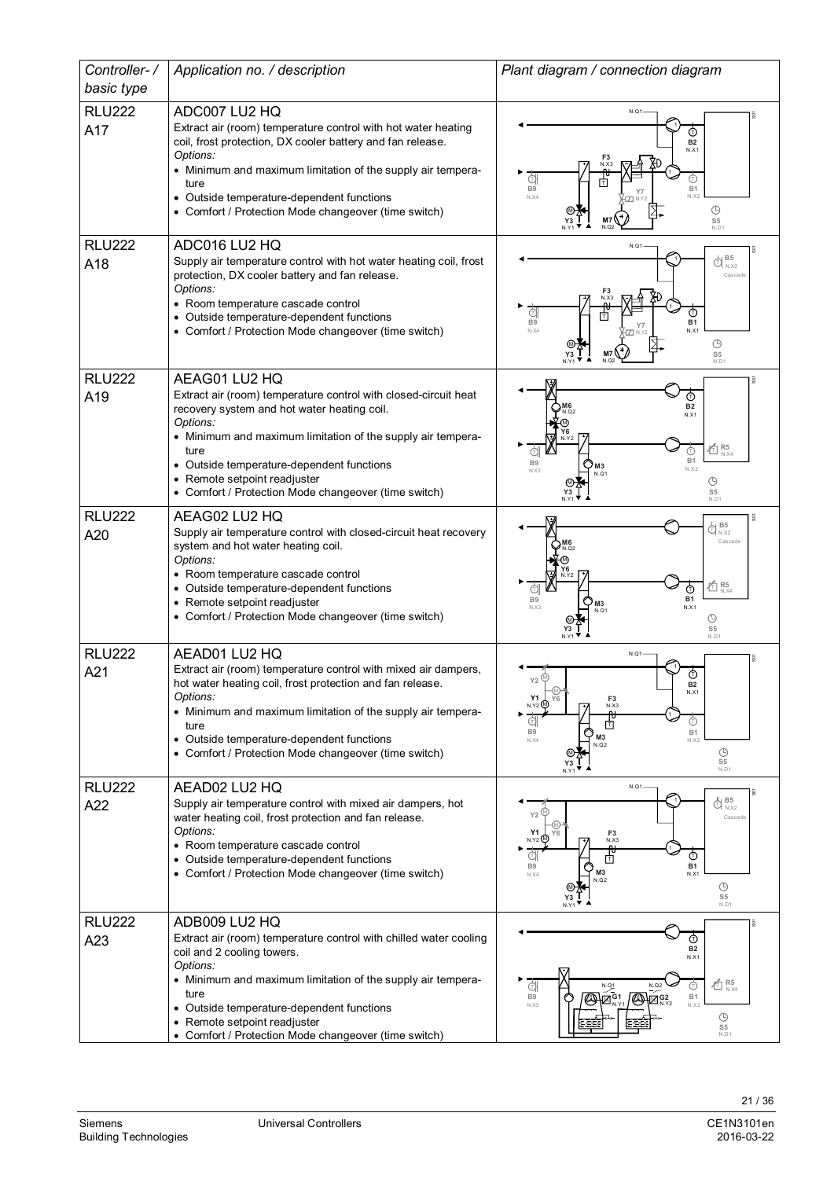| Controller- / basic type | Application no. / description | Plant diagram / connection diagram |
|---|---|---|
| RLU222 A17 | ADC007 LU2 HQ<br>Extract air (room) temperature control with hot water heating coil, frost protection, DX cooler battery and fan release.<br>*Options:*<br>• Minimum and maximum limitation of the supply air temperature<br>• Outside temperature-dependent functions<br>• Comfort / Protection Mode changeover (time switch) | |
| RLU222 A18 | ADC016 LU2 HQ<br>Supply air temperature control with hot water heating coil, frost protection, DX cooler battery and fan release.<br>*Options:*<br>• Room temperature cascade control<br>• Outside temperature-dependent functions<br>• Comfort / Protection Mode changeover (time switch) | |
| RLU222 A19 | AEAG01 LU2 HQ<br>Extract air (room) temperature control with closed-circuit heat recovery system and hot water heating coil.<br>*Options:*<br>• Minimum and maximum limitation of the supply air temperature<br>• Outside temperature-dependent functions<br>• Remote setpoint readjuster<br>• Comfort / Protection Mode changeover (time switch) | |
| RLU222 A20 | AEAG02 LU2 HQ<br>Supply air temperature control with closed-circuit heat recovery system and hot water heating coil.<br>*Options:*<br>• Room temperature cascade control<br>• Outside temperature-dependent functions<br>• Remote setpoint readjuster<br>• Comfort / Protection Mode changeover (time switch) | |
| RLU222 A21 | AEAD01 LU2 HQ<br>Extract air (room) temperature control with mixed air dampers, hot water heating coil, frost protection and fan release.<br>*Options:*<br>• Minimum and maximum limitation of the supply air temperature<br>• Outside temperature-dependent functions<br>• Comfort / Protection Mode changeover (time switch) | |
| RLU222 A22 | AEAD02 LU2 HQ<br>Supply air temperature control with mixed air dampers, hot water heating coil, frost protection and fan release.<br>*Options:*<br>• Room temperature cascade control<br>• Outside temperature-dependent functions<br>• Comfort / Protection Mode changeover (time switch) | |
| RLU222 A23 | ADB009 LU2 HQ<br>Extract air (room) temperature control with chilled water cooling coil and 2 cooling towers.<br>*Options:*<br>• Minimum and maximum limitation of the supply air temperature<br>• Outside temperature-dependent functions<br>• Remote setpoint readjuster<br>• Comfort / Protection Mode changeover (time switch) | |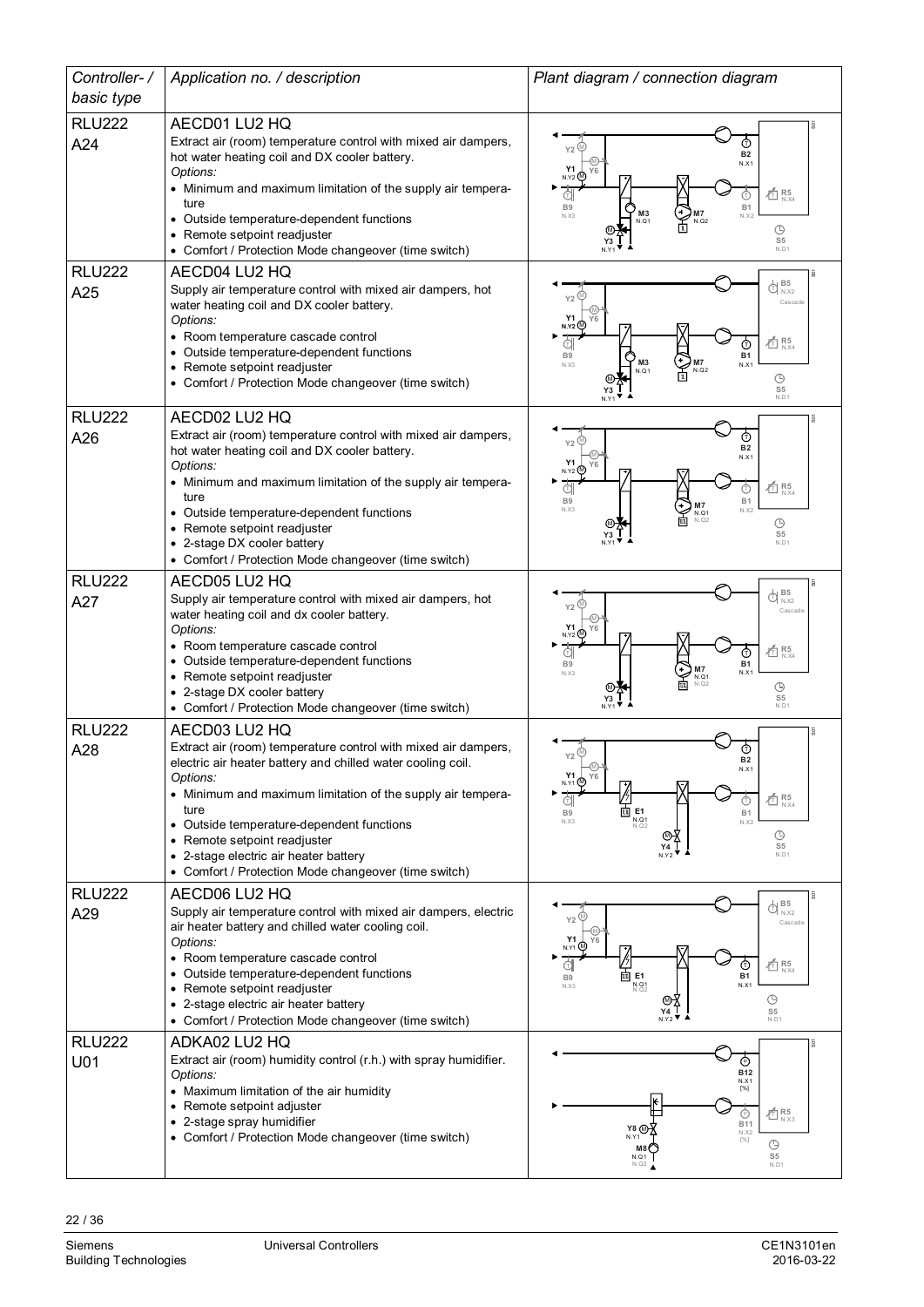| *Controller- / basic type* | *Application no. / description* | *Plant diagram / connection diagram* |
|---|---|---|
| RLU222 A24 | AECD01 LU2 HQ<br>Extract air (room) temperature control with mixed air dampers, hot water heating coil and DX cooler battery.<br>*Options:*<br>• Minimum and maximum limitation of the supply air temperature<br>• Outside temperature-dependent functions<br>• Remote setpoint readjuster<br>• Comfort / Protection Mode changeover (time switch) | |
| RLU222 A25 | AECD04 LU2 HQ<br>Supply air temperature control with mixed air dampers, hot water heating coil and DX cooler battery.<br>*Options:*<br>• Room temperature cascade control<br>• Outside temperature-dependent functions<br>• Remote setpoint readjuster<br>• Comfort / Protection Mode changeover (time switch) | |
| RLU222 A26 | AECD02 LU2 HQ<br>Extract air (room) temperature control with mixed air dampers, hot water heating coil and DX cooler battery.<br>*Options:*<br>• Minimum and maximum limitation of the supply air temperature<br>• Outside temperature-dependent functions<br>• Remote setpoint readjuster<br>• 2-stage DX cooler battery<br>• Comfort / Protection Mode changeover (time switch) | |
| RLU222 A27 | AECD05 LU2 HQ<br>Supply air temperature control with mixed air dampers, hot water heating coil and dx cooler battery.<br>*Options:*<br>• Room temperature cascade control<br>• Outside temperature-dependent functions<br>• Remote setpoint readjuster<br>• 2-stage DX cooler battery<br>• Comfort / Protection Mode changeover (time switch) | |
| RLU222 A28 | AECD03 LU2 HQ<br>Extract air (room) temperature control with mixed air dampers, electric air heater battery and chilled water cooling coil.<br>*Options:*<br>• Minimum and maximum limitation of the supply air temperature<br>• Outside temperature-dependent functions<br>• Remote setpoint readjuster<br>• 2-stage electric air heater battery<br>• Comfort / Protection Mode changeover (time switch) | |
| RLU222 A29 | AECD06 LU2 HQ<br>Supply air temperature control with mixed air dampers, electric air heater battery and chilled water cooling coil.<br>*Options:*<br>• Room temperature cascade control<br>• Outside temperature-dependent functions<br>• Remote setpoint readjuster<br>• 2-stage electric air heater battery<br>• Comfort / Protection Mode changeover (time switch) | |
| RLU222 U01 | ADKA02 LU2 HQ<br>Extract air (room) humidity control (r.h.) with spray humidifier.<br>*Options:*<br>• Maximum limitation of the air humidity<br>• Remote setpoint adjuster<br>• 2-stage spray humidifier<br>• Comfort / Protection Mode changeover (time switch) | |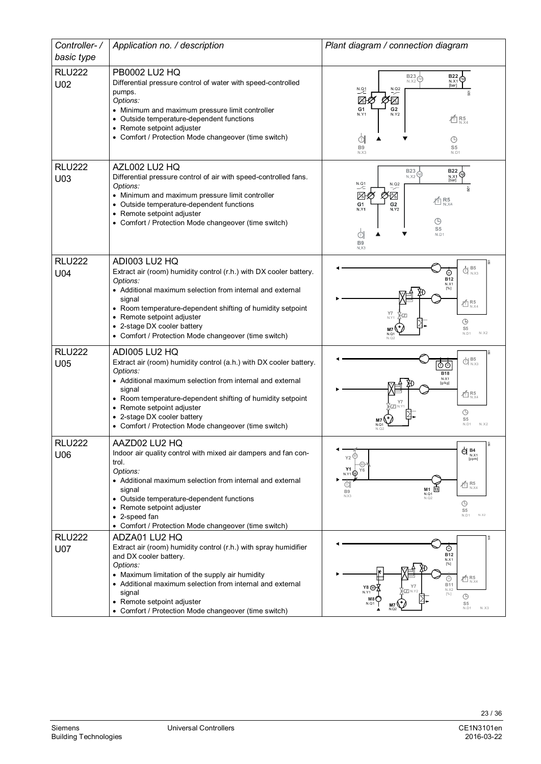| Controller- / basic type | Application no. / description | Plant diagram / connection diagram |
|---|---|---|
| RLU222 U02 | PB0002 LU2 HQ<br>Differential pressure control of water with speed-controlled pumps.<br>*Options:*<br>• Minimum and maximum pressure limit controller<br>• Outside temperature-dependent functions<br>• Remote setpoint adjuster<br>• Comfort / Protection Mode changeover (time switch) | |
| RLU222 U03 | AZL002 LU2 HQ<br>Differential pressure control of air with speed-controlled fans.<br>*Options:*<br>• Minimum and maximum pressure limit controller<br>• Outside temperature-dependent functions<br>• Remote setpoint adjuster<br>• Comfort / Protection Mode changeover (time switch) | |
| RLU222 U04 | ADI003 LU2 HQ<br>Extract air (room) humidity control (r.h.) with DX cooler battery.<br>*Options:*<br>• Additional maximum selection from internal and external signal<br>• Room temperature-dependent shifting of humidity setpoint<br>• Remote setpoint adjuster<br>• 2-stage DX cooler battery<br>• Comfort / Protection Mode changeover (time switch) | |
| RLU222 U05 | ADI005 LU2 HQ<br>Extract air (room) humidity control (a.h.) with DX cooler battery.<br>*Options:*<br>• Additional maximum selection from internal and external signal<br>• Room temperature-dependent shifting of humidity setpoint<br>• Remote setpoint adjuster<br>• 2-stage DX cooler battery<br>• Comfort / Protection Mode changeover (time switch) | |
| RLU222 U06 | AAZD02 LU2 HQ<br>Indoor air quality control with mixed air dampers and fan control.<br>*Options:*<br>• Additional maximum selection from internal and external signal<br>• Outside temperature-dependent functions<br>• Remote setpoint adjuster<br>• 2-speed fan<br>• Comfort / Protection Mode changeover (time switch) | |
| RLU222 U07 | ADZA01 LU2 HQ<br>Extract air (room) humidity control (r.h.) with spray humidifier and DX cooler battery.<br>*Options:*<br>• Maximum limitation of the supply air humidity<br>• Additional maximum selection from internal and external signal<br>• Remote setpoint adjuster<br>• Comfort / Protection Mode changeover (time switch) | |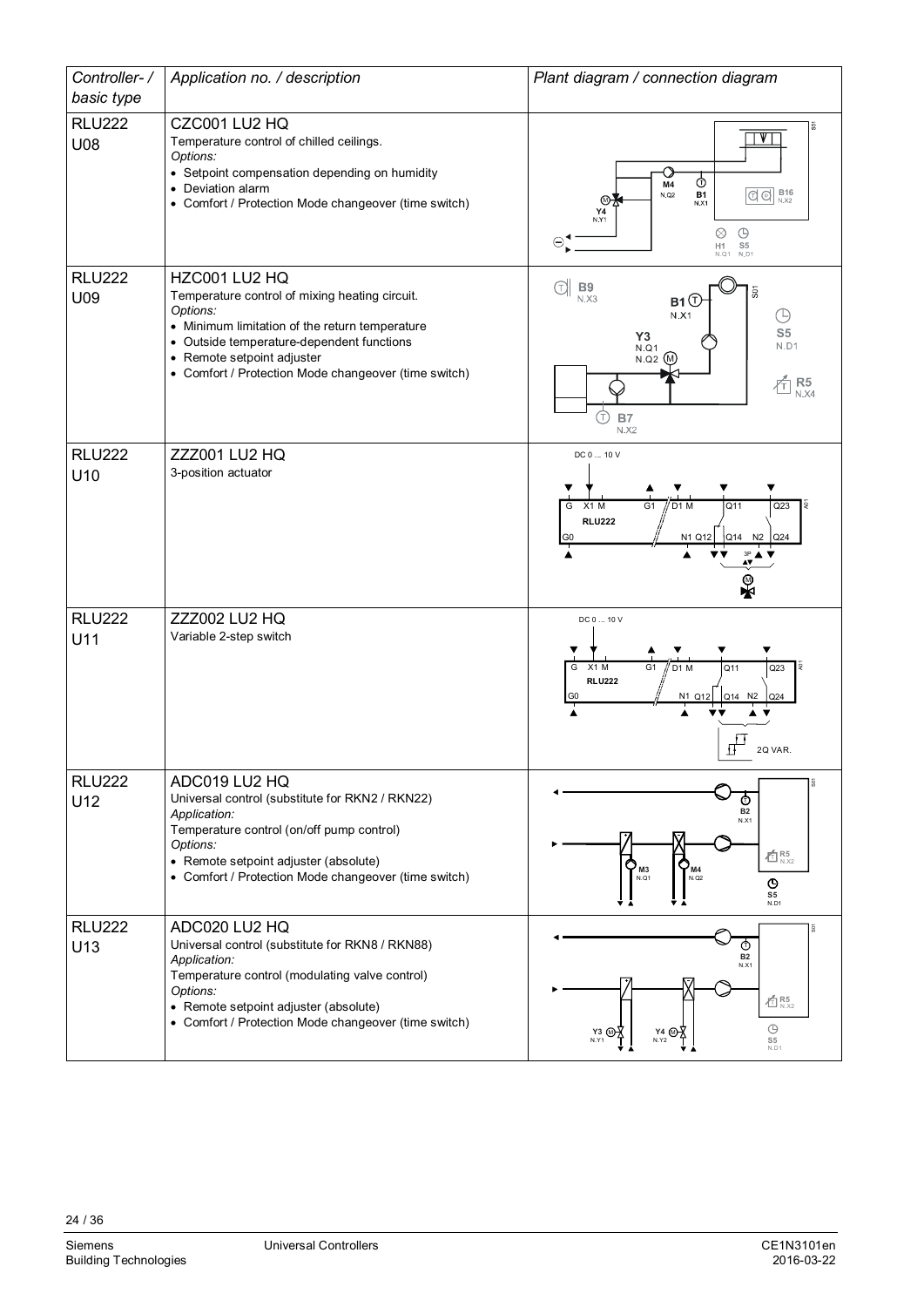| Controller- / basic type | Application no. / description | Plant diagram / connection diagram |
|---|---|---|
| RLU222 U08 | CZC001 LU2 HQ<br>Temperature control of chilled ceilings.<br>*Options:*<br>• Setpoint compensation depending on humidity<br>• Deviation alarm<br>• Comfort / Protection Mode changeover (time switch) | M4 N.Q2, B1 N.X1, B16 N.X2, Y4 N.Y1, H1 N.Q1, S5 N.D1 |
| RLU222 U09 | HZC001 LU2 HQ<br>Temperature control of mixing heating circuit.<br>*Options:*<br>• Minimum limitation of the return temperature<br>• Outside temperature-dependent functions<br>• Remote setpoint adjuster<br>• Comfort / Protection Mode changeover (time switch) | B9 N.X3, B1 N.X1, S5 N.D1, Y3 N.Q1 N.Q2, R5 N.X4, B7 N.X2 |
| RLU222 U10 | ZZZ001 LU2 HQ<br>3-position actuator | DC 0 ... 10 V, G X1 M, G1, D1 M, Q11, Q23, RLU222, G0, N1 Q12, Q14 N2, Q24, 3P |
| RLU222 U11 | ZZZ002 LU2 HQ<br>Variable 2-step switch | DC 0 ... 10 V, G X1 M, G1, D1 M, Q11, Q23, RLU222, G0, N1 Q12, Q14 N2, Q24, 2Q VAR. |
| RLU222 U12 | ADC019 LU2 HQ<br>Universal control (substitute for RKN2 / RKN22)<br>*Application:*<br>Temperature control (on/off pump control)<br>*Options:*<br>• Remote setpoint adjuster (absolute)<br>• Comfort / Protection Mode changeover (time switch) | B2 N.X1, R5 N.X2, M3 N.Q1, M4 N.Q2, S5 N.D1 |
| RLU222 U13 | ADC020 LU2 HQ<br>Universal control (substitute for RKN8 / RKN88)<br>*Application:*<br>Temperature control (modulating valve control)<br>*Options:*<br>• Remote setpoint adjuster (absolute)<br>• Comfort / Protection Mode changeover (time switch) | B2 N.X1, R5 N.X2, Y3 N.Y1, Y4 N.Y2, S5 N.D1 |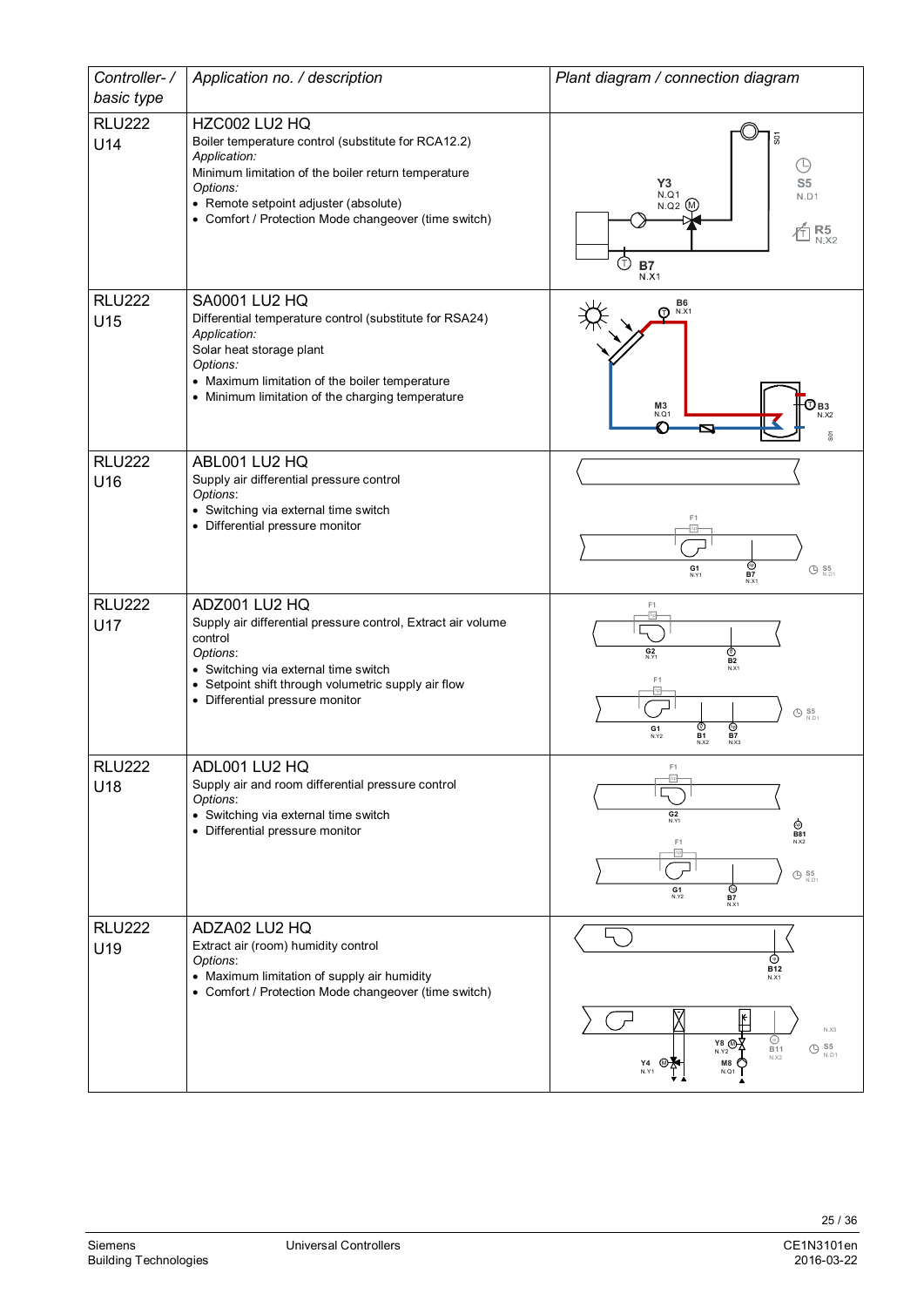| Controller- / basic type | Application no. / description | Plant diagram / connection diagram |
|---|---|---|
| RLU222<br>U14 | HZC002 LU2 HQ<br>Boiler temperature control (substitute for RCA12.2)<br>*Application:*<br>Minimum limitation of the boiler return temperature<br>*Options:*<br>• Remote setpoint adjuster (absolute)<br>• Comfort / Protection Mode changeover (time switch) | S01<br>S5 N.D1<br>Y3 N.Q1 N.Q2<br>R5 N.X2<br>B7 N.X1 |
| RLU222<br>U15 | SA0001 LU2 HQ<br>Differential temperature control (substitute for RSA24)<br>*Application:*<br>Solar heat storage plant<br>*Options:*<br>• Maximum limitation of the boiler temperature<br>• Minimum limitation of the charging temperature | B6 N.X1<br>M3 N.Q1<br>B3 N.X2<br>S01 |
| RLU222<br>U16 | ABL001 LU2 HQ<br>Supply air differential pressure control<br>*Options*:<br>• Switching via external time switch<br>• Differential pressure monitor | F1<br>G1 N.Y1<br>B7 N.X1<br>S5 N.D1 |
| RLU222<br>U17 | ADZ001 LU2 HQ<br>Supply air differential pressure control, Extract air volume control<br>*Options*:<br>• Switching via external time switch<br>• Setpoint shift through volumetric supply air flow<br>• Differential pressure monitor | F1<br>G2 N.Y1<br>B2 N.X1<br>F1<br>G1 N.Y2<br>B1 N.X2<br>B7 N.X3<br>S5 N.D1 |
| RLU222<br>U18 | ADL001 LU2 HQ<br>Supply air and room differential pressure control<br>*Options*:<br>• Switching via external time switch<br>• Differential pressure monitor | F1<br>G2 N.Y1<br>B81 N.X2<br>F1<br>S5 N.D1<br>G1 N.Y2<br>B7 N.X1 |
| RLU222<br>U19 | ADZA02 LU2 HQ<br>Extract air (room) humidity control<br>*Options*:<br>• Maximum limitation of supply air humidity<br>• Comfort / Protection Mode changeover (time switch) | B12 N.X1<br>N.X3<br>Y8 N.Y2<br>B11 N.X2<br>S5 N.D1<br>Y4 N.Y1<br>M8 N.Q1 |

Siemens
Building Technologies

Universal Controllers

CE1N3101en
2016-03-22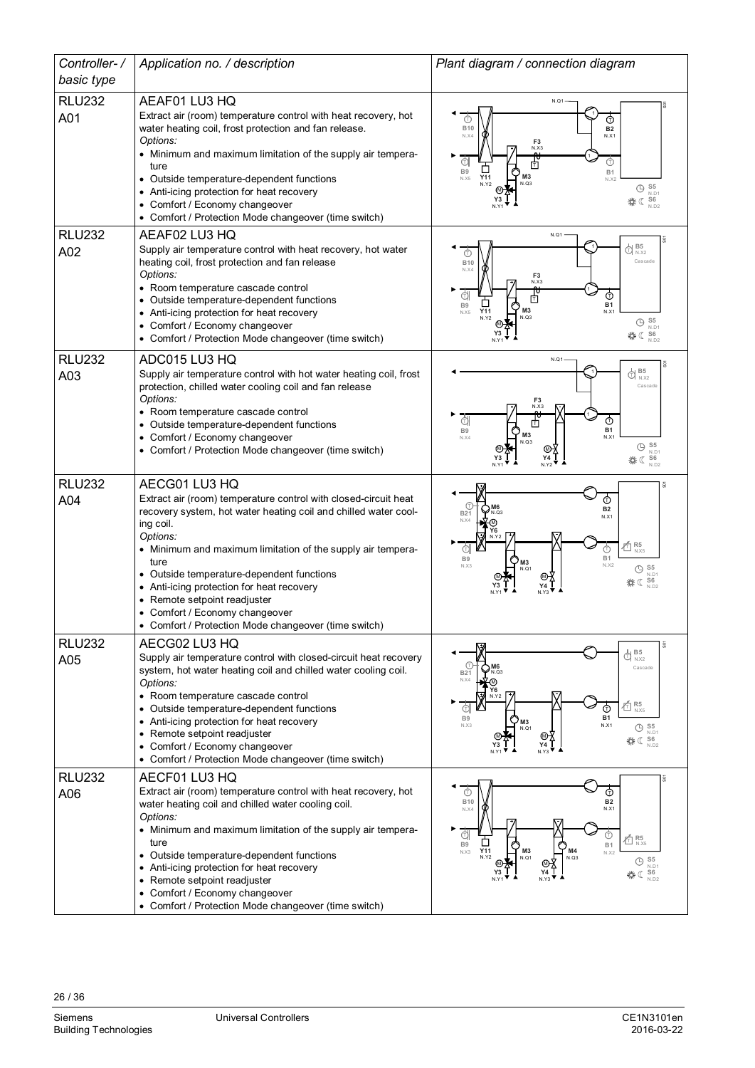| Controller- / basic type | Application no. / description | Plant diagram / connection diagram |
|---|---|---|
| RLU232 A01 | AEAF01 LU3 HQ<br>Extract air (room) temperature control with heat recovery, hot water heating coil, frost protection and fan release.<br>*Options:*<br>• Minimum and maximum limitation of the supply air temperature<br>• Outside temperature-dependent functions<br>• Anti-icing protection for heat recovery<br>• Comfort / Economy changeover<br>• Comfort / Protection Mode changeover (time switch) | |
| RLU232 A02 | AEAF02 LU3 HQ<br>Supply air temperature control with heat recovery, hot water heating coil, frost protection and fan release<br>*Options:*<br>• Room temperature cascade control<br>• Outside temperature-dependent functions<br>• Anti-icing protection for heat recovery<br>• Comfort / Economy changeover<br>• Comfort / Protection Mode changeover (time switch) | |
| RLU232 A03 | ADC015 LU3 HQ<br>Supply air temperature control with hot water heating coil, frost protection, chilled water cooling coil and fan release<br>*Options:*<br>• Room temperature cascade control<br>• Outside temperature-dependent functions<br>• Comfort / Economy changeover<br>• Comfort / Protection Mode changeover (time switch) | |
| RLU232 A04 | AECG01 LU3 HQ<br>Extract air (room) temperature control with closed-circuit heat recovery system, hot water heating coil and chilled water cooling coil.<br>*Options:*<br>• Minimum and maximum limitation of the supply air temperature<br>• Outside temperature-dependent functions<br>• Anti-icing protection for heat recovery<br>• Remote setpoint readjuster<br>• Comfort / Economy changeover<br>• Comfort / Protection Mode changeover (time switch) | |
| RLU232 A05 | AECG02 LU3 HQ<br>Supply air temperature control with closed-circuit heat recovery system, hot water heating coil and chilled water cooling coil.<br>*Options:*<br>• Room temperature cascade control<br>• Outside temperature-dependent functions<br>• Anti-icing protection for heat recovery<br>• Remote setpoint readjuster<br>• Comfort / Economy changeover<br>• Comfort / Protection Mode changeover (time switch) | |
| RLU232 A06 | AECF01 LU3 HQ<br>Extract air (room) temperature control with heat recovery, hot water heating coil and chilled water cooling coil.<br>*Options:*<br>• Minimum and maximum limitation of the supply air temperature<br>• Outside temperature-dependent functions<br>• Anti-icing protection for heat recovery<br>• Remote setpoint readjuster<br>• Comfort / Economy changeover<br>• Comfort / Protection Mode changeover (time switch) | |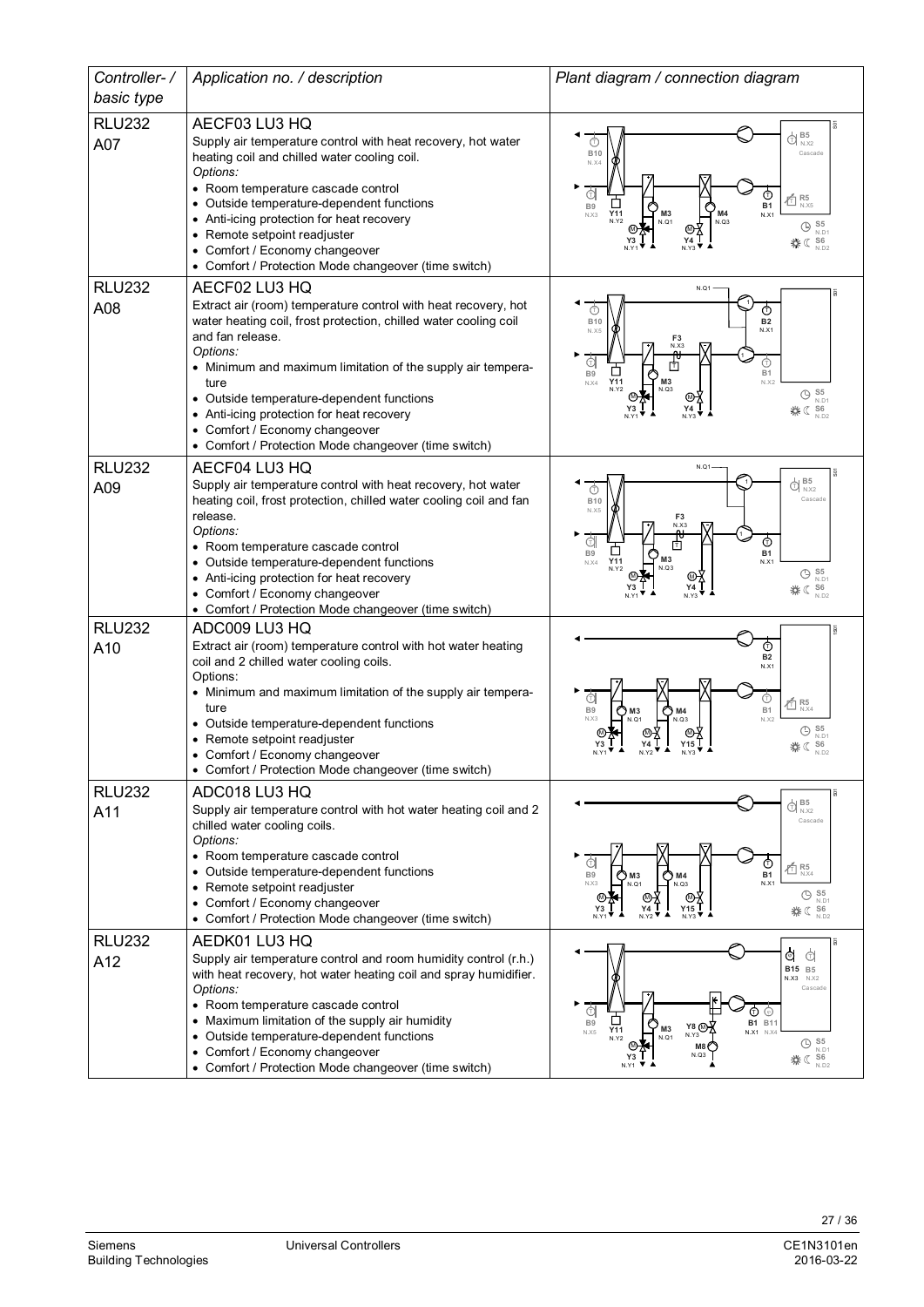| Controller- / basic type | Application no. / description | Plant diagram / connection diagram |
|---|---|---|
| RLU232<br>A07 | AECF03 LU3 HQ<br>Supply air temperature control with heat recovery, hot water heating coil and chilled water cooling coil.<br>*Options:*<br>• Room temperature cascade control<br>• Outside temperature-dependent functions<br>• Anti-icing protection for heat recovery<br>• Remote setpoint readjuster<br>• Comfort / Economy changeover<br>• Comfort / Protection Mode changeover (time switch) | |
| RLU232<br>A08 | AECF02 LU3 HQ<br>Extract air (room) temperature control with heat recovery, hot water heating coil, frost protection, chilled water cooling coil and fan release.<br>*Options:*<br>• Minimum and maximum limitation of the supply air temperature<br>• Outside temperature-dependent functions<br>• Anti-icing protection for heat recovery<br>• Comfort / Economy changeover<br>• Comfort / Protection Mode changeover (time switch) | |
| RLU232<br>A09 | AECF04 LU3 HQ<br>Supply air temperature control with heat recovery, hot water heating coil, frost protection, chilled water cooling coil and fan release.<br>*Options:*<br>• Room temperature cascade control<br>• Outside temperature-dependent functions<br>• Anti-icing protection for heat recovery<br>• Comfort / Economy changeover<br>• Comfort / Protection Mode changeover (time switch) | |
| RLU232<br>A10 | ADC009 LU3 HQ<br>Extract air (room) temperature control with hot water heating coil and 2 chilled water cooling coils.<br>Options:<br>• Minimum and maximum limitation of the supply air temperature<br>• Outside temperature-dependent functions<br>• Remote setpoint readjuster<br>• Comfort / Economy changeover<br>• Comfort / Protection Mode changeover (time switch) | |
| RLU232<br>A11 | ADC018 LU3 HQ<br>Supply air temperature control with hot water heating coil and 2 chilled water cooling coils.<br>*Options:*<br>• Room temperature cascade control<br>• Outside temperature-dependent functions<br>• Remote setpoint readjuster<br>• Comfort / Economy changeover<br>• Comfort / Protection Mode changeover (time switch) | |
| RLU232<br>A12 | AEDK01 LU3 HQ<br>Supply air temperature control and room humidity control (r.h.) with heat recovery, hot water heating coil and spray humidifier.<br>*Options:*<br>• Room temperature cascade control<br>• Maximum limitation of the supply air humidity<br>• Outside temperature-dependent functions<br>• Comfort / Economy changeover<br>• Comfort / Protection Mode changeover (time switch) | |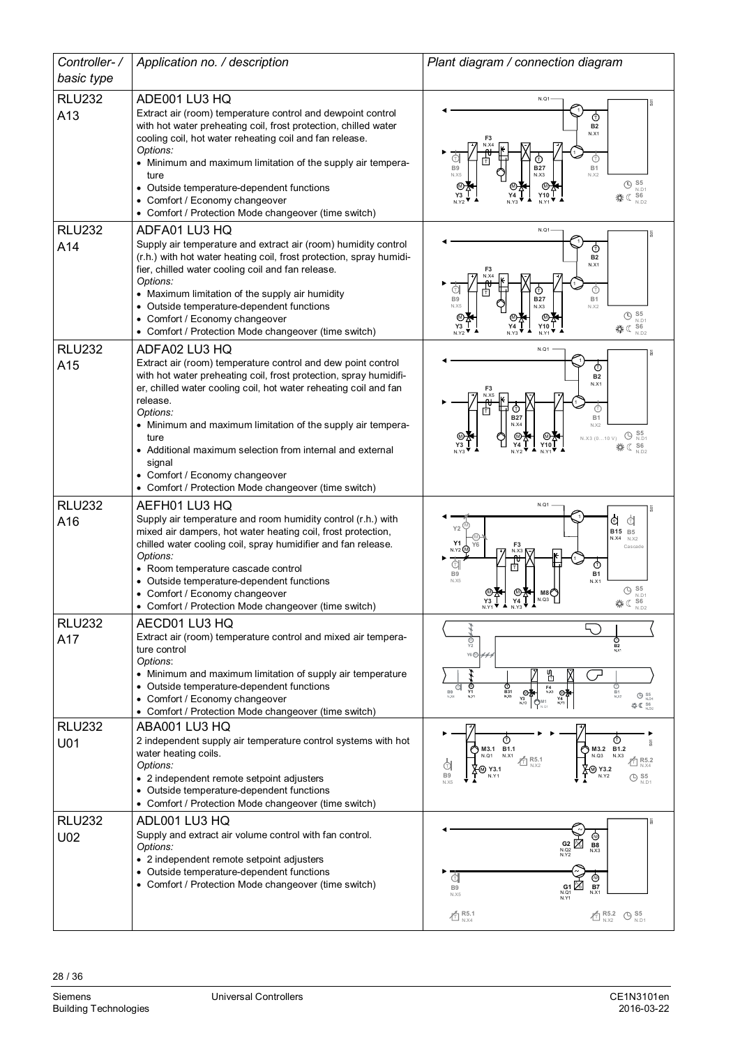| Controller- / basic type | Application no. / description | Plant diagram / connection diagram |
|---|---|---|
| RLU232 A13 | ADE001 LU3 HQ<br>Extract air (room) temperature control and dewpoint control with hot water preheating coil, frost protection, chilled water cooling coil, hot water reheating coil and fan release.<br>*Options:*<br>• Minimum and maximum limitation of the supply air temperature<br>• Outside temperature-dependent functions<br>• Comfort / Economy changeover<br>• Comfort / Protection Mode changeover (time switch) | |
| RLU232 A14 | ADFA01 LU3 HQ<br>Supply air temperature and extract air (room) humidity control (r.h.) with hot water heating coil, frost protection, spray humidifier, chilled water cooling coil and fan release.<br>*Options:*<br>• Maximum limitation of the supply air humidity<br>• Outside temperature-dependent functions<br>• Comfort / Economy changeover<br>• Comfort / Protection Mode changeover (time switch) | |
| RLU232 A15 | ADFA02 LU3 HQ<br>Extract air (room) temperature control and dew point control with hot water preheating coil, frost protection, spray humidifier, chilled water cooling coil, hot water reheating coil and fan release.<br>*Options:*<br>• Minimum and maximum limitation of the supply air temperature<br>• Additional maximum selection from internal and external signal<br>• Comfort / Economy changeover<br>• Comfort / Protection Mode changeover (time switch) | |
| RLU232 A16 | AEFH01 LU3 HQ<br>Supply air temperature and room humidity control (r.h.) with mixed air dampers, hot water heating coil, frost protection, chilled water cooling coil, spray humidifier and fan release.<br>*Options:*<br>• Room temperature cascade control<br>• Outside temperature-dependent functions<br>• Comfort / Economy changeover<br>• Comfort / Protection Mode changeover (time switch) | |
| RLU232 A17 | AECD01 LU3 HQ<br>Extract air (room) temperature control and mixed air temperature control<br>*Options:*<br>• Minimum and maximum limitation of supply air temperature<br>• Outside temperature-dependent functions<br>• Comfort / Economy changeover<br>• Comfort / Protection Mode changeover (time switch) | |
| RLU232 U01 | ABA001 LU3 HQ<br>2 independent supply air temperature control systems with hot water heating coils.<br>*Options:*<br>• 2 independent remote setpoint adjusters<br>• Outside temperature-dependent functions<br>• Comfort / Protection Mode changeover (time switch) | |
| RLU232 U02 | ADL001 LU3 HQ<br>Supply and extract air volume control with fan control.<br>*Options:*<br>• 2 independent remote setpoint adjusters<br>• Outside temperature-dependent functions<br>• Comfort / Protection Mode changeover (time switch) | |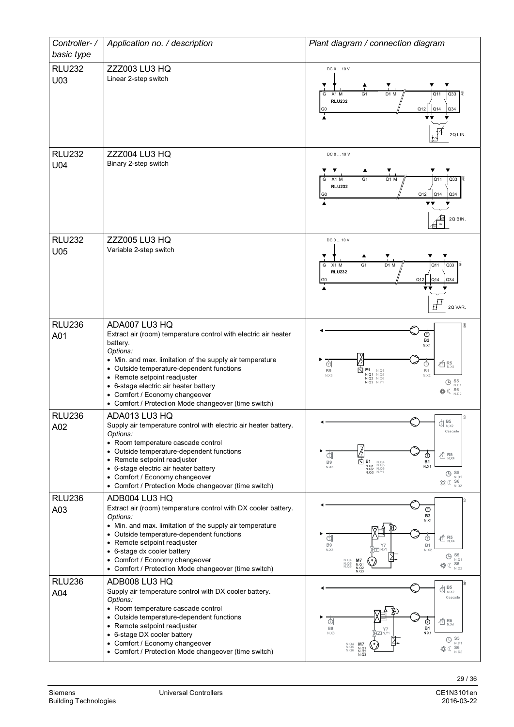| Controller- / basic type | Application no. / description | Plant diagram / connection diagram |
|---|---|---|
| RLU232 U03 | ZZZ003 LU3 HQ<br>Linear 2-step switch | DC 0 ... 10 V<br>G X1 M G1 D1 M Q11 Q33<br>RLU232<br>G0 Q12 Q14 Q34<br>2Q LIN. |
| RLU232 U04 | ZZZ004 LU3 HQ<br>Binary 2-step switch | DC 0 ... 10 V<br>G X1 M G1 D1 M Q11 Q33<br>RLU232<br>G0 Q12 Q14 Q34<br>2Q BIN. |
| RLU232 U05 | ZZZ005 LU3 HQ<br>Variable 2-step switch | DC 0 ... 10 V<br>G X1 M G1 D1 M Q11 Q33<br>RLU232<br>G0 Q12 Q14 Q34<br>2Q VAR. |
| RLU236 A01 | ADA007 LU3 HQ<br>Extract air (room) temperature control with electric air heater battery.<br>*Options:*<br>• Min. and max. limitation of the supply air temperature<br>• Outside temperature-dependent functions<br>• Remote setpoint readjuster<br>• 6-stage electric air heater battery<br>• Comfort / Economy changeover<br>• Comfort / Protection Mode changeover (time switch) | B2 N.X1<br>B9 N.X3<br>E1 N.Q1 N.Q2 N.Q3 N.Q4 N.Q5 N.Q6 N.Y1<br>B1 N.X2<br>R5 N.X4<br>S5 N.D1<br>S6 N.D2 |
| RLU236 A02 | ADA013 LU3 HQ<br>Supply air temperature control with electric air heater battery.<br>*Options:*<br>• Room temperature cascade control<br>• Outside temperature-dependent functions<br>• Remote setpoint readjuster<br>• 6-stage electric air heater battery<br>• Comfort / Economy changeover<br>• Comfort / Protection Mode changeover (time switch) | B5 N.X2<br>Cascade<br>B9 N.X3<br>E1 N.Q1 N.Q2 N.Q3 N.Q4 N.Q5 N.Q6 N.Y1<br>B1 N.X1<br>R5 N.X4<br>S5 N.D1<br>S6 N.D2 |
| RLU236 A03 | ADB004 LU3 HQ<br>Extract air (room) temperature control with DX cooler battery.<br>*Options:*<br>• Min. and max. limitation of the supply air temperature<br>• Outside temperature-dependent functions<br>• Remote setpoint readjuster<br>• 6-stage dx cooler battery<br>• Comfort / Economy changeover<br>• Comfort / Protection Mode changeover (time switch) | B2 N.X1<br>B9 N.X3<br>Y7 N.Y1<br>M7 N.Q1 N.Q2 N.Q3 N.Q4 N.Q5 N.Q6<br>B1 N.X2<br>R5 N.X4<br>S5 N.D1<br>S6 N.D2 |
| RLU236 A04 | ADB008 LU3 HQ<br>Supply air temperature control with DX cooler battery.<br>*Options:*<br>• Room temperature cascade control<br>• Outside temperature-dependent functions<br>• Remote setpoint readjuster<br>• 6-stage DX cooler battery<br>• Comfort / Economy changeover<br>• Comfort / Protection Mode changeover (time switch) | B5 N.X2<br>Cascade<br>B9 N.X3<br>Y7 N.Y1<br>M7 N.Q1 N.Q2 N.Q3 N.Q4 N.Q5 N.Q6<br>B1 N.X1<br>R5 N.X4<br>S5 N.D1<br>S6 N.D2 |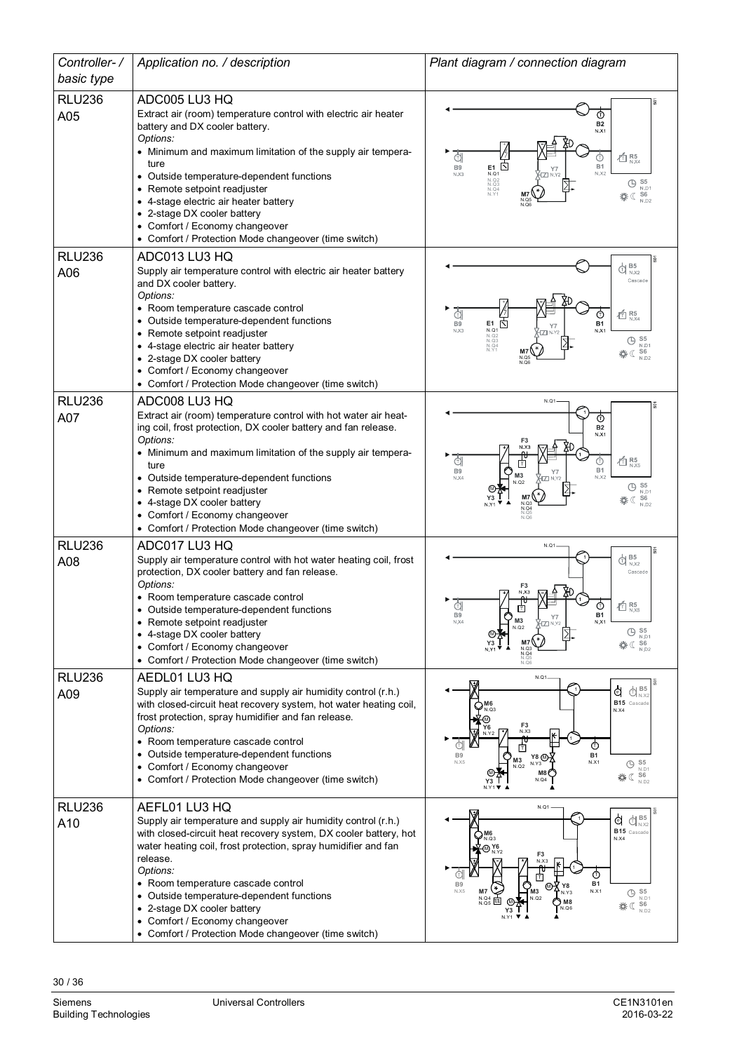| *Controller- / basic type* | *Application no. / description* | *Plant diagram / connection diagram* |
|---|---|---|
| RLU236 A05 | ADC005 LU3 HQ<br>Extract air (room) temperature control with electric air heater battery and DX cooler battery.<br>*Options:*<br>• Minimum and maximum limitation of the supply air temperature<br>• Outside temperature-dependent functions<br>• Remote setpoint readjuster<br>• 4-stage electric air heater battery<br>• 2-stage DX cooler battery<br>• Comfort / Economy changeover<br>• Comfort / Protection Mode changeover (time switch) | |
| RLU236 A06 | ADC013 LU3 HQ<br>Supply air temperature control with electric air heater battery and DX cooler battery.<br>*Options:*<br>• Room temperature cascade control<br>• Outside temperature-dependent functions<br>• Remote setpoint readjuster<br>• 4-stage electric air heater battery<br>• 2-stage DX cooler battery<br>• Comfort / Economy changeover<br>• Comfort / Protection Mode changeover (time switch) | |
| RLU236 A07 | ADC008 LU3 HQ<br>Extract air (room) temperature control with hot water air heating coil, frost protection, DX cooler battery and fan release.<br>*Options:*<br>• Minimum and maximum limitation of the supply air temperature<br>• Outside temperature-dependent functions<br>• Remote setpoint readjuster<br>• 4-stage DX cooler battery<br>• Comfort / Economy changeover<br>• Comfort / Protection Mode changeover (time switch) | |
| RLU236 A08 | ADC017 LU3 HQ<br>Supply air temperature control with hot water heating coil, frost protection, DX cooler battery and fan release.<br>*Options:*<br>• Room temperature cascade control<br>• Outside temperature-dependent functions<br>• Remote setpoint readjuster<br>• 4-stage DX cooler battery<br>• Comfort / Economy changeover<br>• Comfort / Protection Mode changeover (time switch) | |
| RLU236 A09 | AEDL01 LU3 HQ<br>Supply air temperature and supply air humidity control (r.h.) with closed-circuit heat recovery system, hot water heating coil, frost protection, spray humidifier and fan release.<br>*Options:*<br>• Room temperature cascade control<br>• Outside temperature-dependent functions<br>• Comfort / Economy changeover<br>• Comfort / Protection Mode changeover (time switch) | |
| RLU236 A10 | AEFL01 LU3 HQ<br>Supply air temperature and supply air humidity control (r.h.) with closed-circuit heat recovery system, DX cooler battery, hot water heating coil, frost protection, spray humidifier and fan release.<br>*Options:*<br>• Room temperature cascade control<br>• Outside temperature-dependent functions<br>• 2-stage DX cooler battery<br>• Comfort / Economy changeover<br>• Comfort / Protection Mode changeover (time switch) | |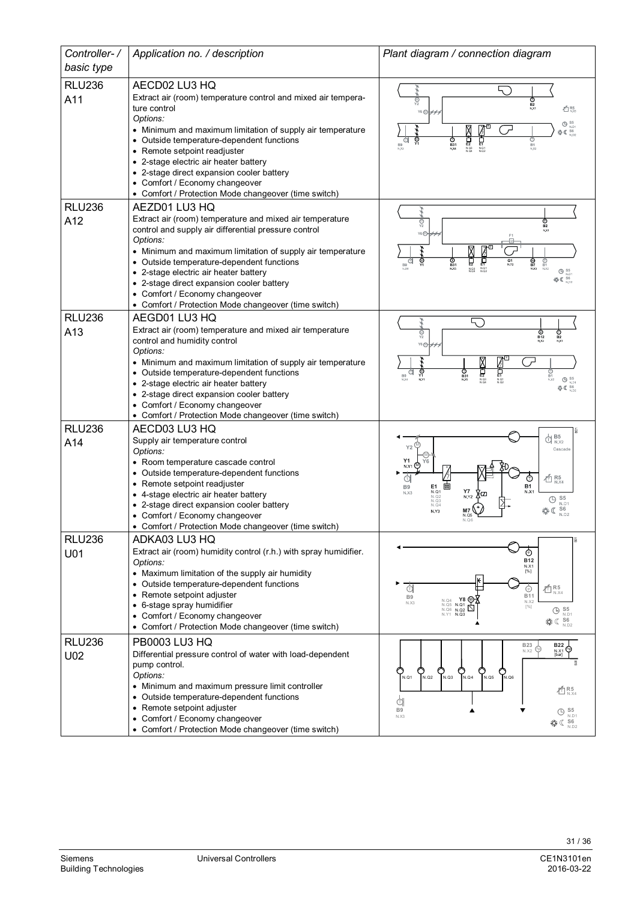| Controller- / basic type | Application no. / description | Plant diagram / connection diagram |
|---|---|---|
| RLU236<br>A11 | AECD02 LU3 HQ<br>Extract air (room) temperature control and mixed air temperature control<br>*Options:*<br>• Minimum and maximum limitation of supply air temperature<br>• Outside temperature-dependent functions<br>• Remote setpoint readjuster<br>• 2-stage electric air heater battery<br>• 2-stage direct expansion cooler battery<br>• Comfort / Economy changeover<br>• Comfort / Protection Mode changeover (time switch) | |
| RLU236<br>A12 | AEZD01 LU3 HQ<br>Extract air (room) temperature and mixed air temperature control and supply air differential pressure control<br>*Options:*<br>• Minimum and maximum limitation of supply air temperature<br>• Outside temperature-dependent functions<br>• 2-stage electric air heater battery<br>• 2-stage direct expansion cooler battery<br>• Comfort / Economy changeover<br>• Comfort / Protection Mode changeover (time switch) | |
| RLU236<br>A13 | AEGD01 LU3 HQ<br>Extract air (room) temperature and mixed air temperature control and humidity control<br>*Options:*<br>• Minimum and maximum limitation of supply air temperature<br>• Outside temperature-dependent functions<br>• 2-stage electric air heater battery<br>• 2-stage direct expansion cooler battery<br>• Comfort / Economy changeover<br>• Comfort / Protection Mode changeover (time switch) | |
| RLU236<br>A14 | AECD03 LU3 HQ<br>Supply air temperature control<br>*Options:*<br>• Room temperature cascade control<br>• Outside temperature-dependent functions<br>• Remote setpoint readjuster<br>• 4-stage electric air heater battery<br>• 2-stage direct expansion cooler battery<br>• Comfort / Economy changeover<br>• Comfort / Protection Mode changeover (time switch) | |
| RLU236<br>U01 | ADKA03 LU3 HQ<br>Extract air (room) humidity control (r.h.) with spray humidifier.<br>*Options:*<br>• Maximum limitation of the supply air humidity<br>• Outside temperature-dependent functions<br>• Remote setpoint adjuster<br>• 6-stage spray humidifier<br>• Comfort / Economy changeover<br>• Comfort / Protection Mode changeover (time switch) | |
| RLU236<br>U02 | PB0003 LU3 HQ<br>Differential pressure control of water with load-dependent pump control.<br>*Options:*<br>• Minimum and maximum pressure limit controller<br>• Outside temperature-dependent functions<br>• Remote setpoint adjuster<br>• Comfort / Economy changeover<br>• Comfort / Protection Mode changeover (time switch) | |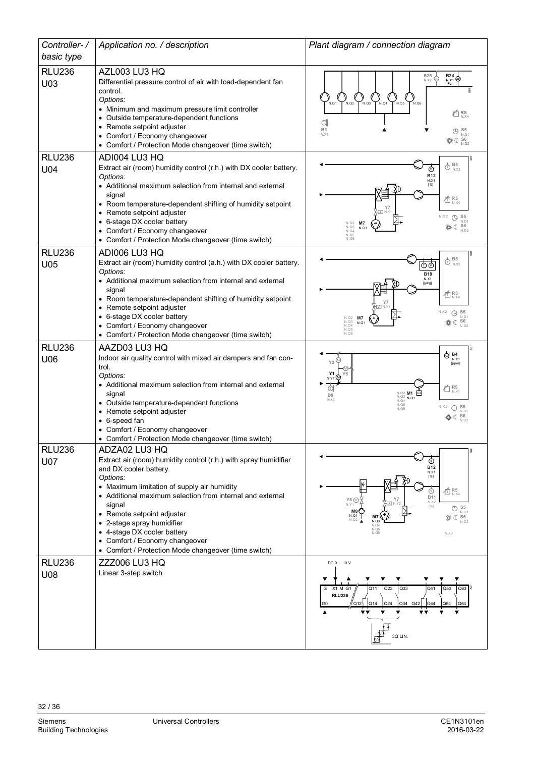| Controller- / basic type | Application no. / description | Plant diagram / connection diagram |
|---|---|---|
| RLU236 U03 | AZL003 LU3 HQ<br>Differential pressure control of air with load-dependent fan control.<br>*Options:*<br>• Minimum and maximum pressure limit controller<br>• Outside temperature-dependent functions<br>• Remote setpoint adjuster<br>• Comfort / Economy changeover<br>• Comfort / Protection Mode changeover (time switch) | |
| RLU236 U04 | ADI004 LU3 HQ<br>Extract air (room) humidity control (r.h.) with DX cooler battery.<br>*Options:*<br>• Additional maximum selection from internal and external signal<br>• Room temperature-dependent shifting of humidity setpoint<br>• Remote setpoint adjuster<br>• 6-stage DX cooler battery<br>• Comfort / Economy changeover<br>• Comfort / Protection Mode changeover (time switch) | |
| RLU236 U05 | ADI006 LU3 HQ<br>Extract air (room) humidity control (a.h.) with DX cooler battery.<br>*Options:*<br>• Additional maximum selection from internal and external signal<br>• Room temperature-dependent shifting of humidity setpoint<br>• Remote setpoint adjuster<br>• 6-stage DX cooler battery<br>• Comfort / Economy changeover<br>• Comfort / Protection Mode changeover (time switch) | |
| RLU236 U06 | AAZD03 LU3 HQ<br>Indoor air quality control with mixed air dampers and fan control.<br>*Options:*<br>• Additional maximum selection from internal and external signal<br>• Outside temperature-dependent functions<br>• Remote setpoint adjuster<br>• 6-speed fan<br>• Comfort / Economy changeover<br>• Comfort / Protection Mode changeover (time switch) | |
| RLU236 U07 | ADZA02 LU3 HQ<br>Extract air (room) humidity control (r.h.) with spray humidifier and DX cooler battery.<br>*Options:*<br>• Maximum limitation of supply air humidity<br>• Additional maximum selection from internal and external signal<br>• Remote setpoint adjuster<br>• 2-stage spray humidifier<br>• 4-stage DX cooler battery<br>• Comfort / Economy changeover<br>• Comfort / Protection Mode changeover (time switch) | |
| RLU236 U08 | ZZZ006 LU3 HQ<br>Linear 3-step switch | |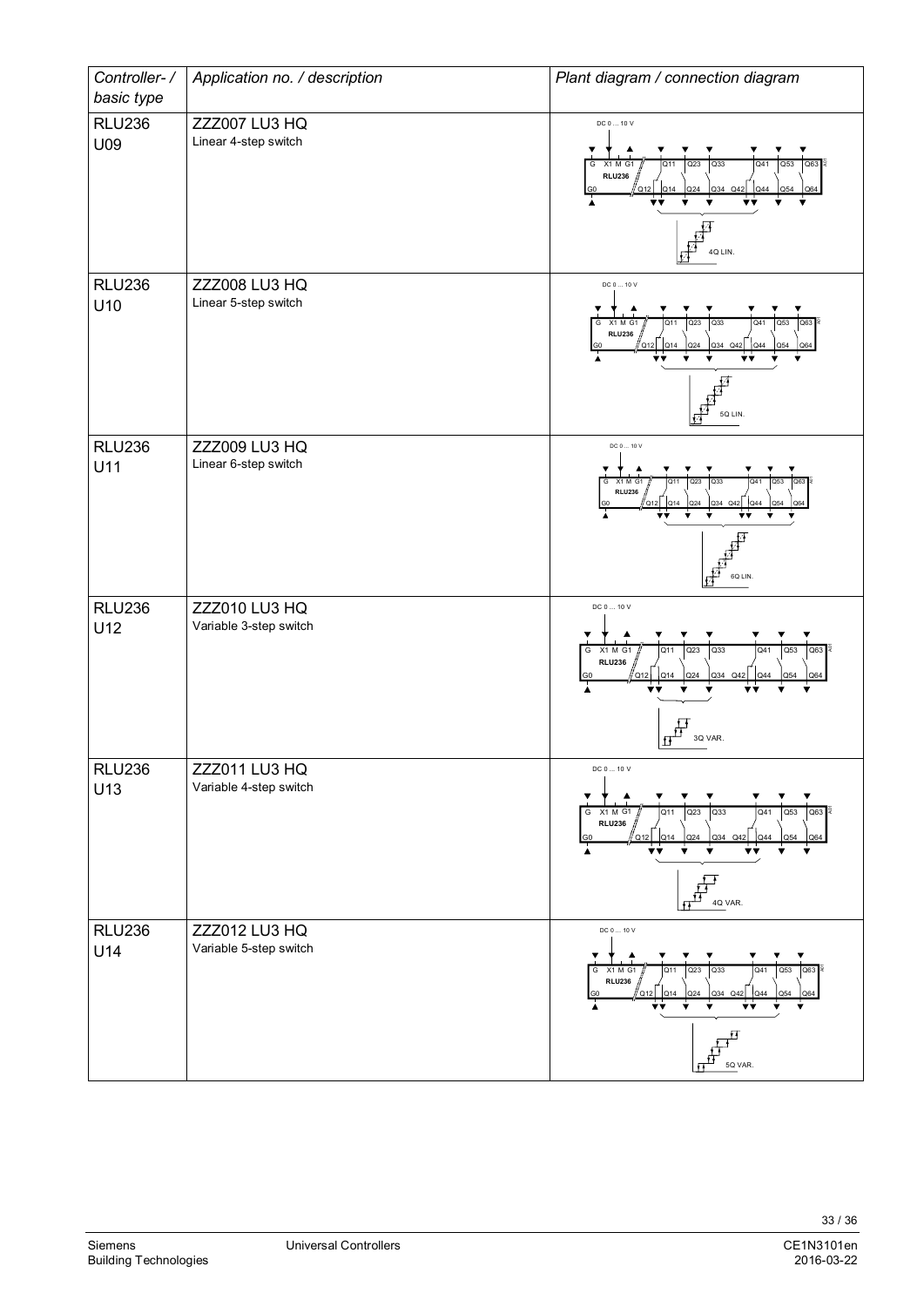| *Controller- / basic type* | *Application no. / description* | *Plant diagram / connection diagram* |
|---|---|---|
| RLU236 U09 | ZZZ007 LU3 HQ Linear 4-step switch | DC 0 ... 10 V; G X1 M G1 RLU236 G0 Q11 Q12 Q14 Q23 Q24 Q33 Q34 Q42 Q41 Q44 Q53 Q54 Q63 Q64; 4Q LIN. |
| RLU236 U10 | ZZZ008 LU3 HQ Linear 5-step switch | DC 0 ... 10 V; G X1 M G1 RLU236 G0 Q11 Q12 Q14 Q23 Q24 Q33 Q34 Q42 Q41 Q44 Q53 Q54 Q63 Q64; 5Q LIN. |
| RLU236 U11 | ZZZ009 LU3 HQ Linear 6-step switch | DC 0 ... 10 V; G X1 M G1 RLU236 G0 Q11 Q12 Q14 Q23 Q24 Q33 Q34 Q42 Q41 Q44 Q53 Q54 Q63 Q64; 6Q LIN. |
| RLU236 U12 | ZZZ010 LU3 HQ Variable 3-step switch | DC 0 ... 10 V; G X1 M G1 RLU236 G0 Q11 Q12 Q14 Q23 Q24 Q33 Q34 Q42 Q41 Q44 Q53 Q54 Q63 Q64; 3Q VAR. |
| RLU236 U13 | ZZZ011 LU3 HQ Variable 4-step switch | DC 0 ... 10 V; G X1 M G1 RLU236 G0 Q11 Q12 Q14 Q23 Q24 Q33 Q34 Q42 Q41 Q44 Q53 Q54 Q63 Q64; 4Q VAR. |
| RLU236 U14 | ZZZ012 LU3 HQ Variable 5-step switch | DC 0 ... 10 V; G X1 M G1 RLU236 G0 Q11 Q12 Q14 Q23 Q24 Q33 Q34 Q42 Q41 Q44 Q53 Q54 Q63 Q64; 5Q VAR. |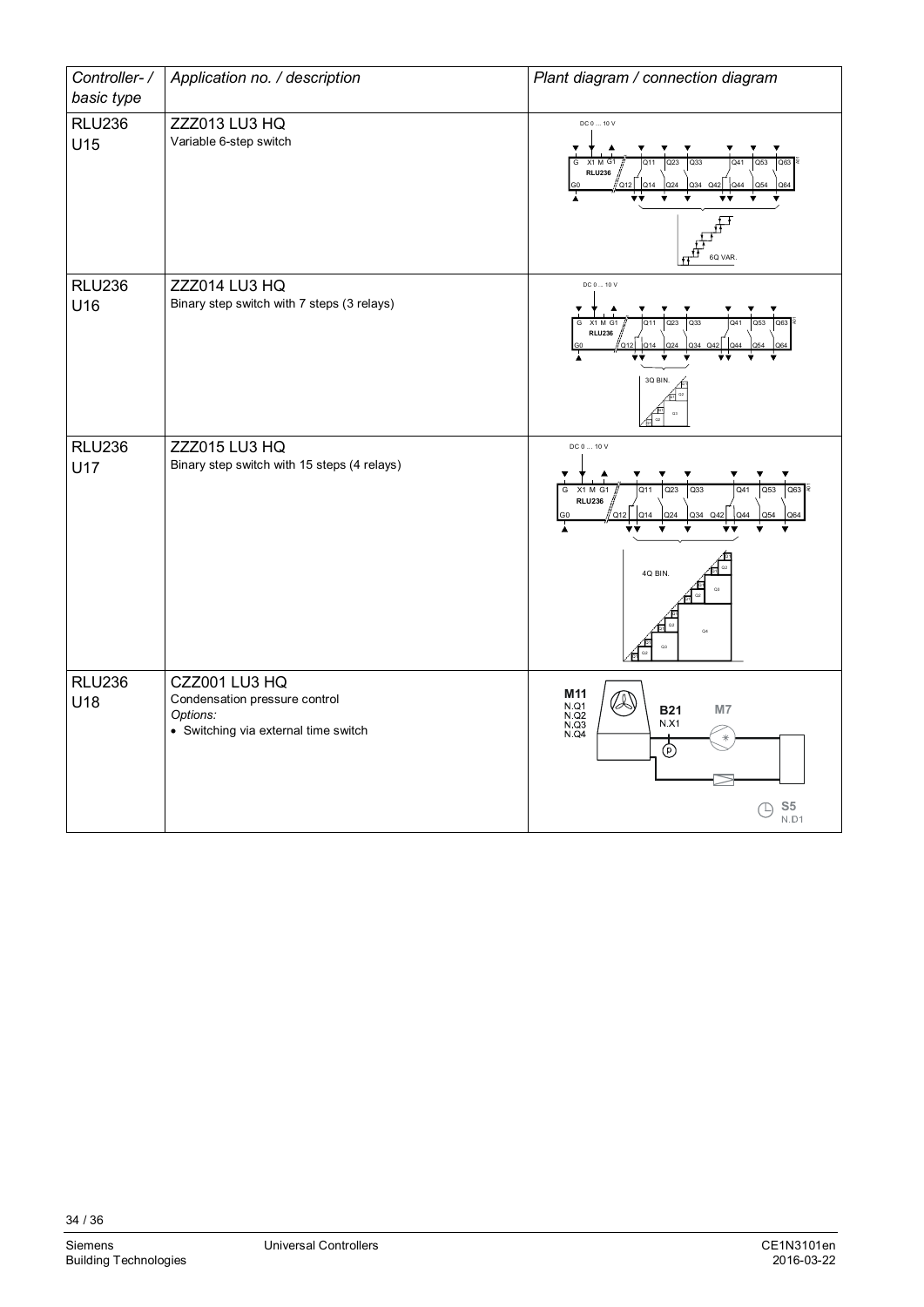| Controller- / basic type | Application no. / description | Plant diagram / connection diagram |
|---|---|---|
| RLU236<br>U15 | ZZZ013 LU3 HQ<br>Variable 6-step switch | DC 0 ... 10 V<br>G X1 M G1 RLU236 G0 Q11 Q12 Q14 Q23 Q24 Q33 Q34 Q42 Q41 Q44 Q53 Q54 Q63 Q64<br>6Q VAR. |
| RLU236<br>U16 | ZZZ014 LU3 HQ<br>Binary step switch with 7 steps (3 relays) | DC 0 ... 10 V<br>G X1 M G1 RLU236 G0 Q11 Q12 Q14 Q23 Q24 Q33 Q34 Q42 Q41 Q44 Q53 Q54 Q63 Q64<br>3Q BIN. |
| RLU236<br>U17 | ZZZ015 LU3 HQ<br>Binary step switch with 15 steps (4 relays) | DC 0 ... 10 V<br>G X1 M G1 RLU236 G0 Q11 Q12 Q14 Q23 Q24 Q33 Q34 Q42 Q41 Q44 Q53 Q54 Q63 Q64<br>4Q BIN. |
| RLU236<br>U18 | CZZ001 LU3 HQ<br>Condensation pressure control<br>*Options:*<br>• Switching via external time switch | M11 N.Q1 N.Q2 N.Q3 N.Q4<br>B21 N.X1<br>M7<br>S5 N.D1 |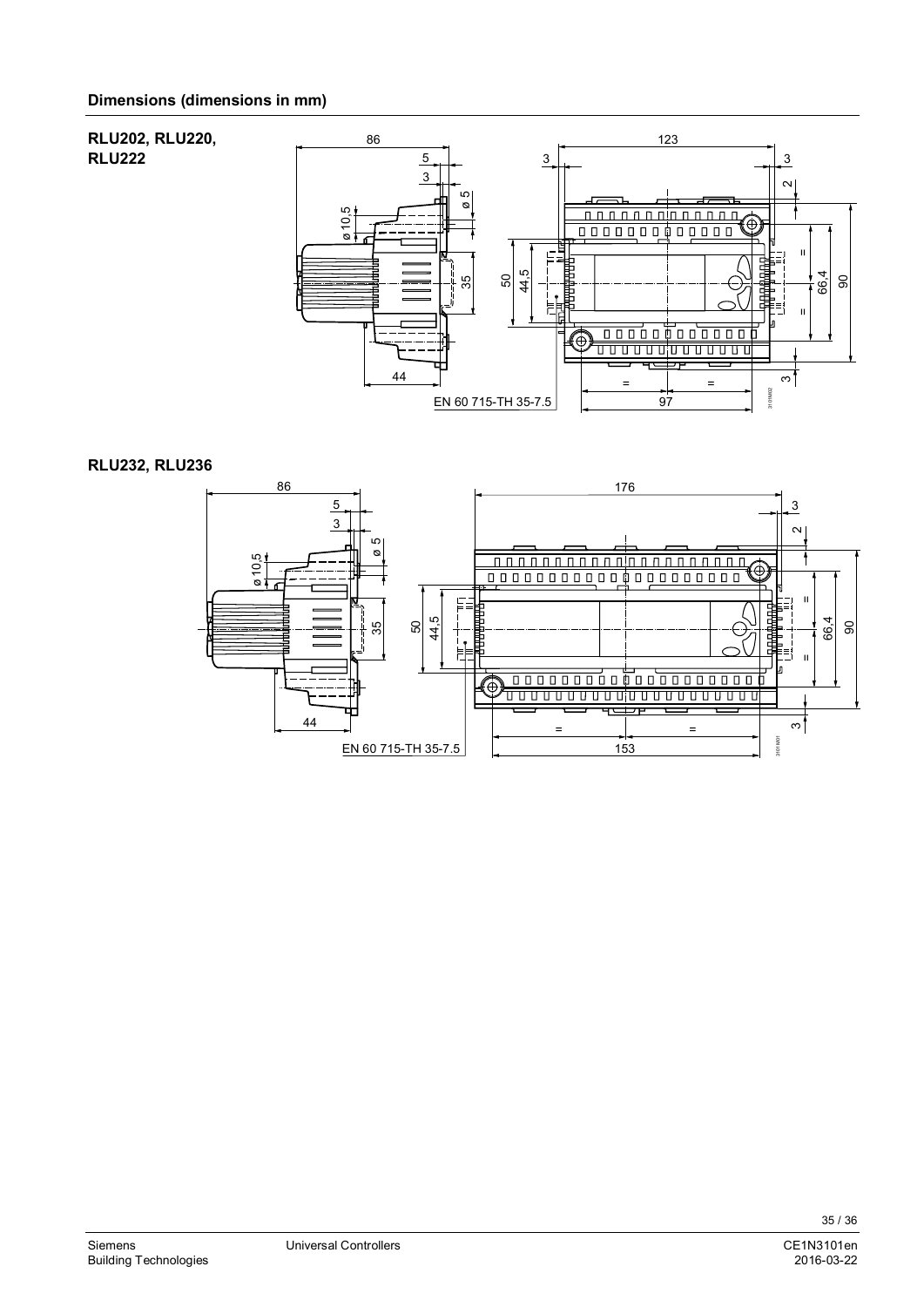## Dimensions (dimensions in mm)

**RLU202, RLU220, RLU222**

**RLU232, RLU236**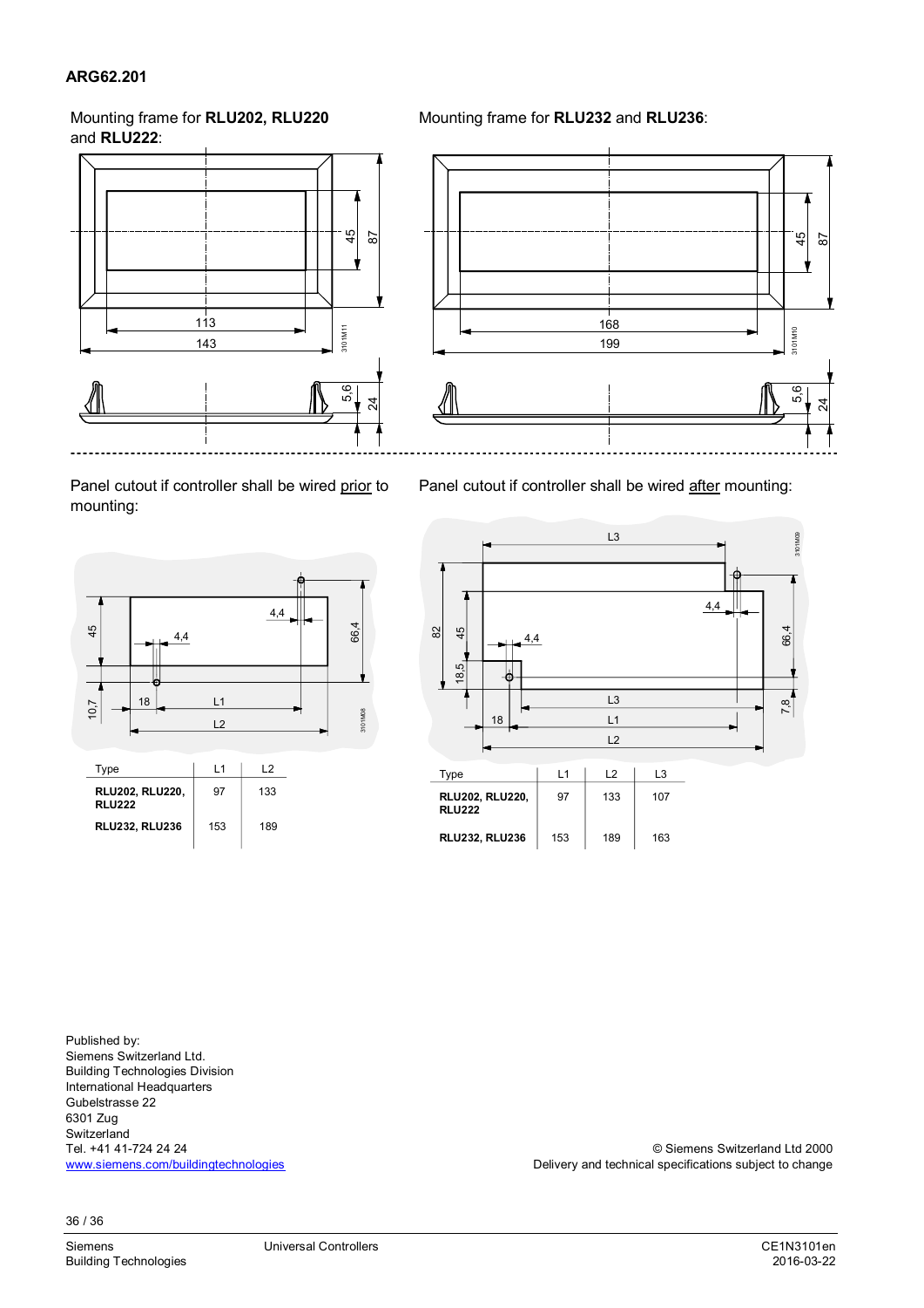### ARG62.201

Mounting frame for **RLU202, RLU220** and **RLU222**:

45
87
113
143
5,6
24

Mounting frame for **RLU232** and **RLU236**:

45
87
168
199
5,6
24

Panel cutout if controller shall be wired prior to mounting:

45
10,7
4,4
4,4
66,4
18
L1
L2

| Type | L1 | L2 |
|---|---|---|
| **RLU202, RLU220, RLU222** | 97 | 133 |
| **RLU232, RLU236** | 153 | 189 |

Panel cutout if controller shall be wired after mounting:

L3
82
45
18,5
4,4
4,4
66,4
7,8
18
L3
L1
L2

| Type | L1 | L2 | L3 |
|---|---|---|---|
| **RLU202, RLU220, RLU222** | 97 | 133 | 107 |
| **RLU232, RLU236** | 153 | 189 | 163 |

Published by:
Siemens Switzerland Ltd.
Building Technologies Division
International Headquarters
Gubelstrasse 22
6301 Zug
Switzerland
Tel. +41 41-724 24 24
www.siemens.com/buildingtechnologies

© Siemens Switzerland Ltd 2000
Delivery and technical specifications subject to change